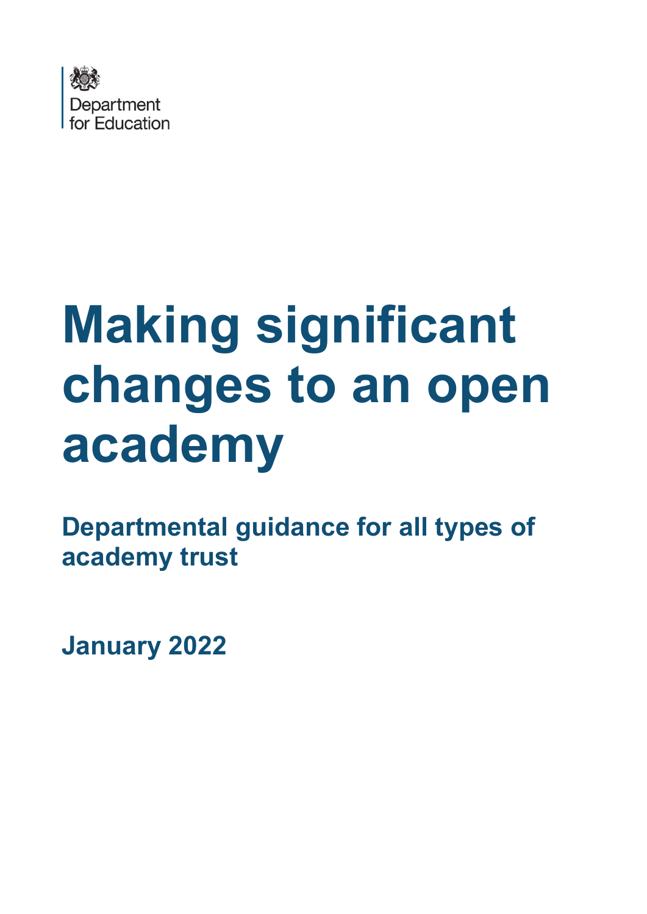Department for Education

# Making significant changes to an open academy

## Departmental guidance for all types of academy trust

**January 2022**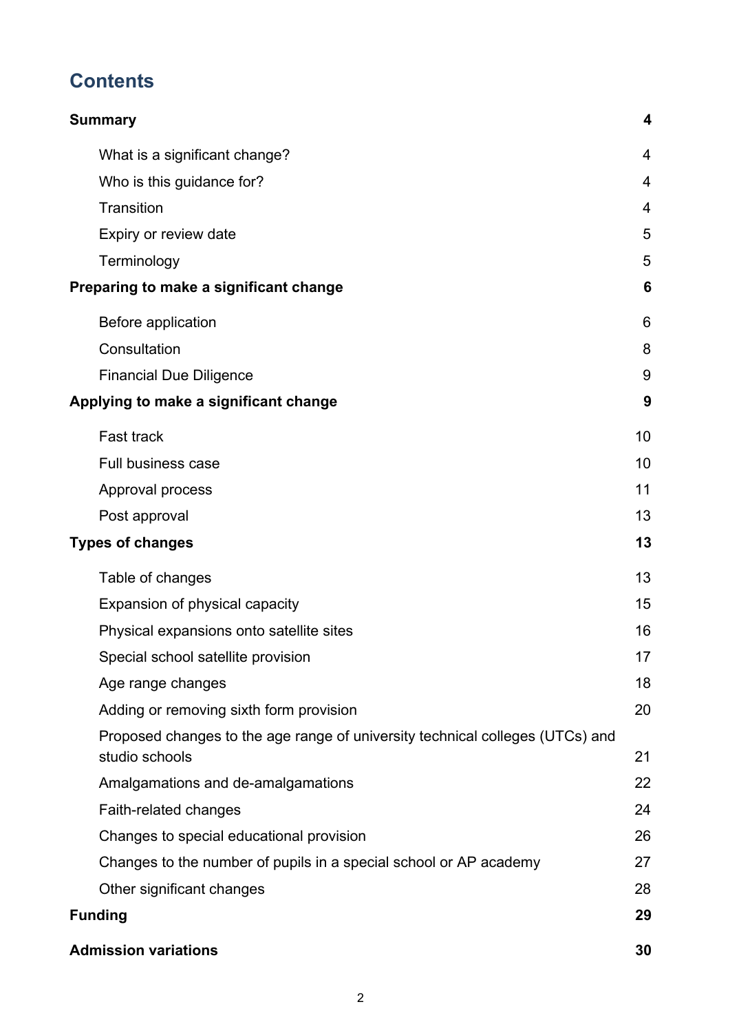# Contents

| | |
|---|---|
| **Summary** | **4** |
| What is a significant change? | 4 |
| Who is this guidance for? | 4 |
| Transition | 4 |
| Expiry or review date | 5 |
| Terminology | 5 |
| **Preparing to make a significant change** | **6** |
| Before application | 6 |
| Consultation | 8 |
| Financial Due Diligence | 9 |
| **Applying to make a significant change** | **9** |
| Fast track | 10 |
| Full business case | 10 |
| Approval process | 11 |
| Post approval | 13 |
| **Types of changes** | **13** |
| Table of changes | 13 |
| Expansion of physical capacity | 15 |
| Physical expansions onto satellite sites | 16 |
| Special school satellite provision | 17 |
| Age range changes | 18 |
| Adding or removing sixth form provision | 20 |
| Proposed changes to the age range of university technical colleges (UTCs) and studio schools | 21 |
| Amalgamations and de-amalgamations | 22 |
| Faith-related changes | 24 |
| Changes to special educational provision | 26 |
| Changes to the number of pupils in a special school or AP academy | 27 |
| Other significant changes | 28 |
| **Funding** | **29** |
| **Admission variations** | **30** |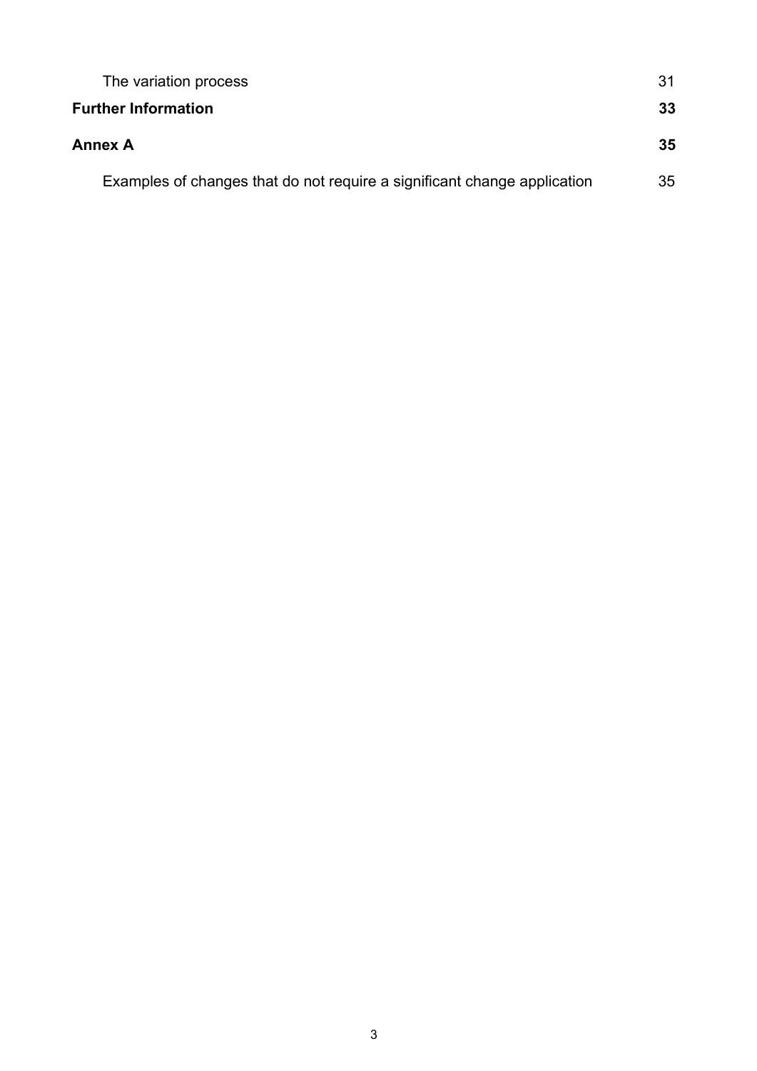The variation process 31

**Further Information** **33**

**Annex A** **35**

Examples of changes that do not require a significant change application 35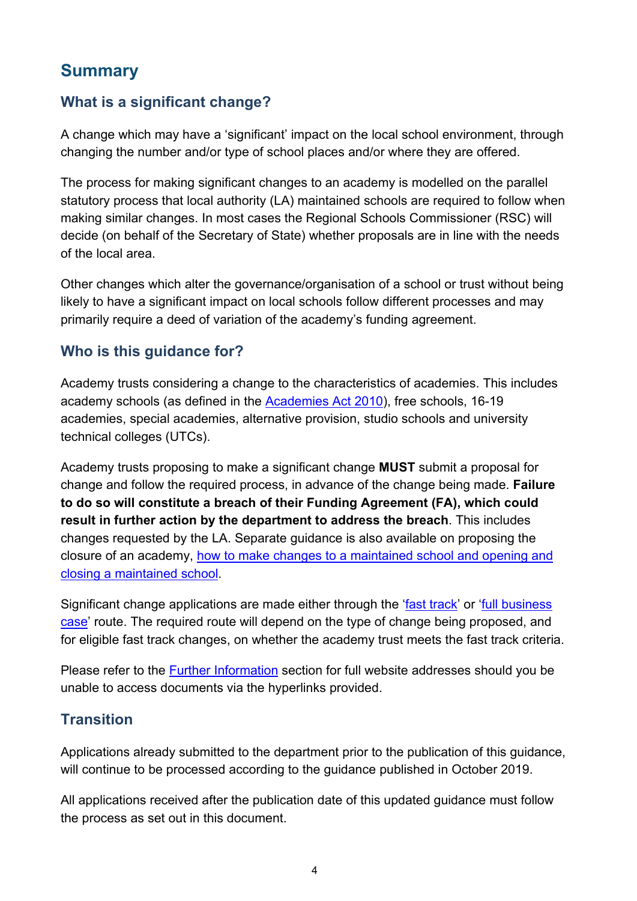# Summary

## What is a significant change?

A change which may have a 'significant' impact on the local school environment, through changing the number and/or type of school places and/or where they are offered.

The process for making significant changes to an academy is modelled on the parallel statutory process that local authority (LA) maintained schools are required to follow when making similar changes. In most cases the Regional Schools Commissioner (RSC) will decide (on behalf of the Secretary of State) whether proposals are in line with the needs of the local area.

Other changes which alter the governance/organisation of a school or trust without being likely to have a significant impact on local schools follow different processes and may primarily require a deed of variation of the academy's funding agreement.

## Who is this guidance for?

Academy trusts considering a change to the characteristics of academies. This includes academy schools (as defined in the Academies Act 2010), free schools, 16-19 academies, special academies, alternative provision, studio schools and university technical colleges (UTCs).

Academy trusts proposing to make a significant change **MUST** submit a proposal for change and follow the required process, in advance of the change being made. **Failure to do so will constitute a breach of their Funding Agreement (FA), which could result in further action by the department to address the breach**. This includes changes requested by the LA. Separate guidance is also available on proposing the closure of an academy, how to make changes to a maintained school and opening and closing a maintained school.

Significant change applications are made either through the 'fast track' or 'full business case' route. The required route will depend on the type of change being proposed, and for eligible fast track changes, on whether the academy trust meets the fast track criteria.

Please refer to the Further Information section for full website addresses should you be unable to access documents via the hyperlinks provided.

## Transition

Applications already submitted to the department prior to the publication of this guidance, will continue to be processed according to the guidance published in October 2019.

All applications received after the publication date of this updated guidance must follow the process as set out in this document.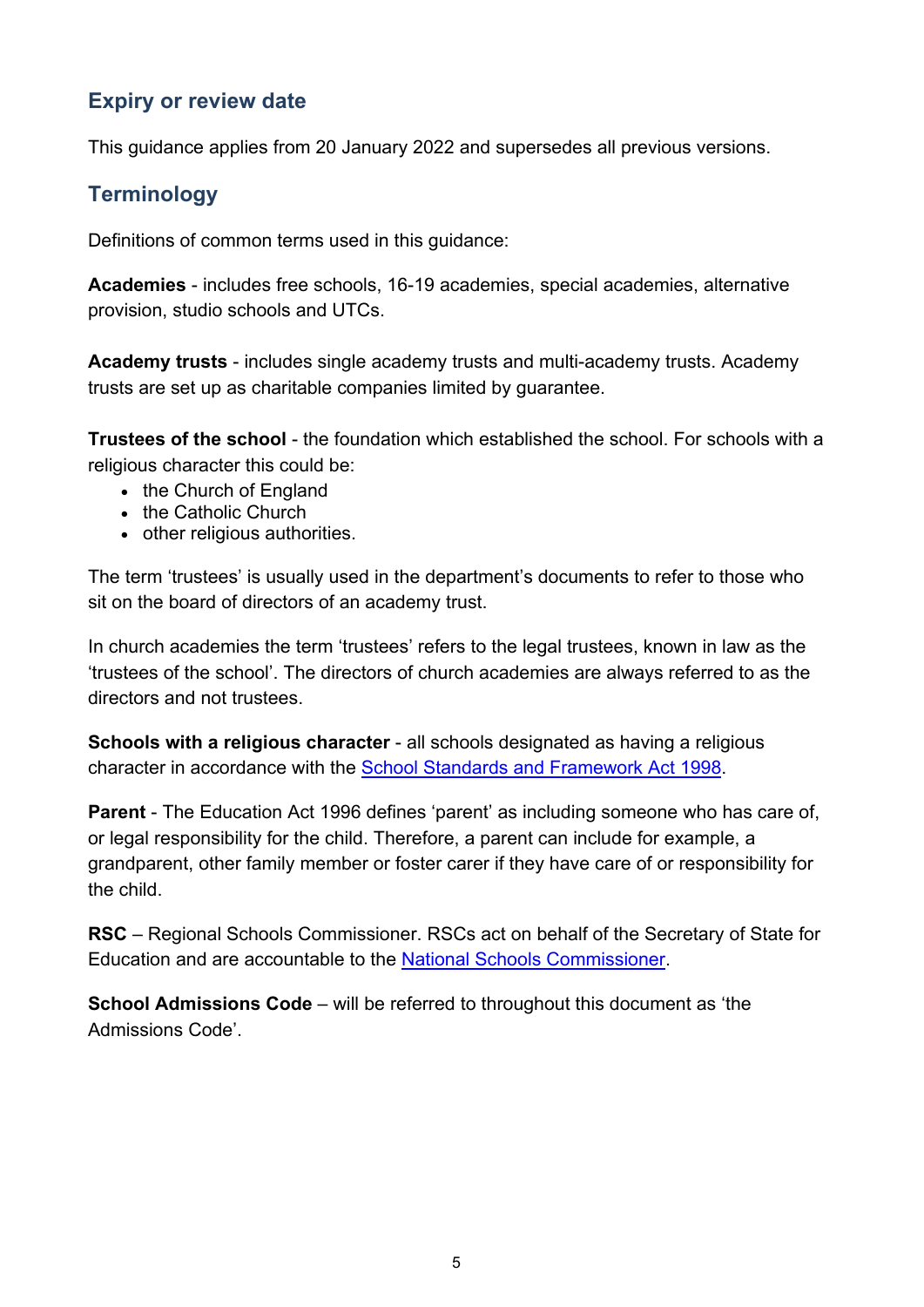## Expiry or review date

This guidance applies from 20 January 2022 and supersedes all previous versions.

## Terminology

Definitions of common terms used in this guidance:

**Academies** - includes free schools, 16-19 academies, special academies, alternative provision, studio schools and UTCs.

**Academy trusts** - includes single academy trusts and multi-academy trusts. Academy trusts are set up as charitable companies limited by guarantee.

**Trustees of the school** - the foundation which established the school. For schools with a religious character this could be:

- the Church of England
- the Catholic Church
- other religious authorities.

The term 'trustees' is usually used in the department's documents to refer to those who sit on the board of directors of an academy trust.

In church academies the term 'trustees' refers to the legal trustees, known in law as the 'trustees of the school'. The directors of church academies are always referred to as the directors and not trustees.

**Schools with a religious character** - all schools designated as having a religious character in accordance with the School Standards and Framework Act 1998.

**Parent** - The Education Act 1996 defines 'parent' as including someone who has care of, or legal responsibility for the child. Therefore, a parent can include for example, a grandparent, other family member or foster carer if they have care of or responsibility for the child.

**RSC** – Regional Schools Commissioner. RSCs act on behalf of the Secretary of State for Education and are accountable to the National Schools Commissioner.

**School Admissions Code** – will be referred to throughout this document as 'the Admissions Code'.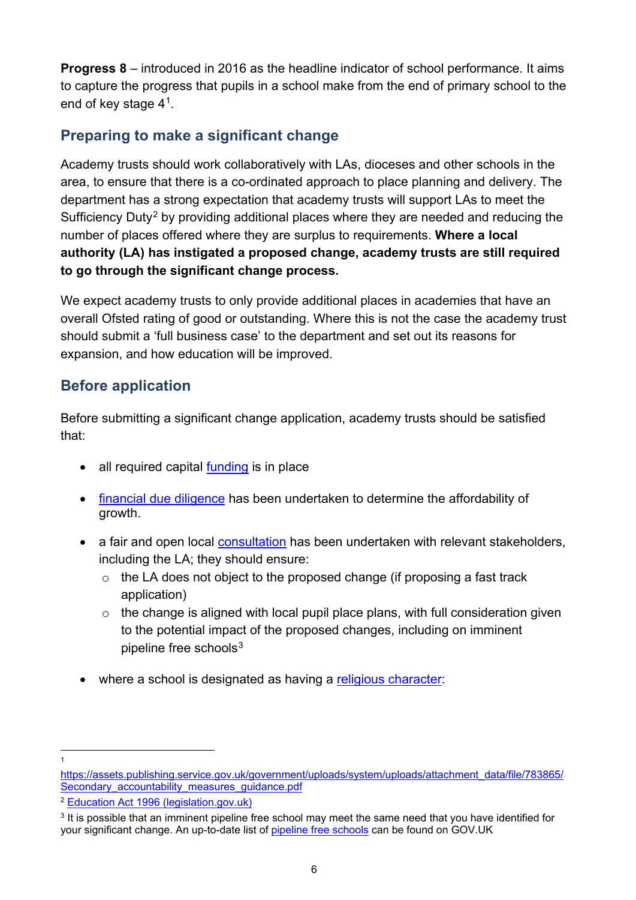**Progress 8** – introduced in 2016 as the headline indicator of school performance. It aims to capture the progress that pupils in a school make from the end of primary school to the end of key stage 4[1].

## Preparing to make a significant change

Academy trusts should work collaboratively with LAs, dioceses and other schools in the area, to ensure that there is a co-ordinated approach to place planning and delivery. The department has a strong expectation that academy trusts will support LAs to meet the Sufficiency Duty[2] by providing additional places where they are needed and reducing the number of places offered where they are surplus to requirements. **Where a local authority (LA) has instigated a proposed change, academy trusts are still required to go through the significant change process.**

We expect academy trusts to only provide additional places in academies that have an overall Ofsted rating of good or outstanding. Where this is not the case the academy trust should submit a 'full business case' to the department and set out its reasons for expansion, and how education will be improved.

## Before application

Before submitting a significant change application, academy trusts should be satisfied that:

- all required capital funding is in place
- financial due diligence has been undertaken to determine the affordability of growth.
- a fair and open local consultation has been undertaken with relevant stakeholders, including the LA; they should ensure:
  - the LA does not object to the proposed change (if proposing a fast track application)
  - the change is aligned with local pupil place plans, with full consideration given to the potential impact of the proposed changes, including on imminent pipeline free schools[3]
- where a school is designated as having a religious character:

---

[1] https://assets.publishing.service.gov.uk/government/uploads/system/uploads/attachment_data/file/783865/Secondary_accountability_measures_guidance.pdf

[2] Education Act 1996 (legislation.gov.uk)

[3] It is possible that an imminent pipeline free school may meet the same need that you have identified for your significant change. An up-to-date list of pipeline free schools can be found on GOV.UK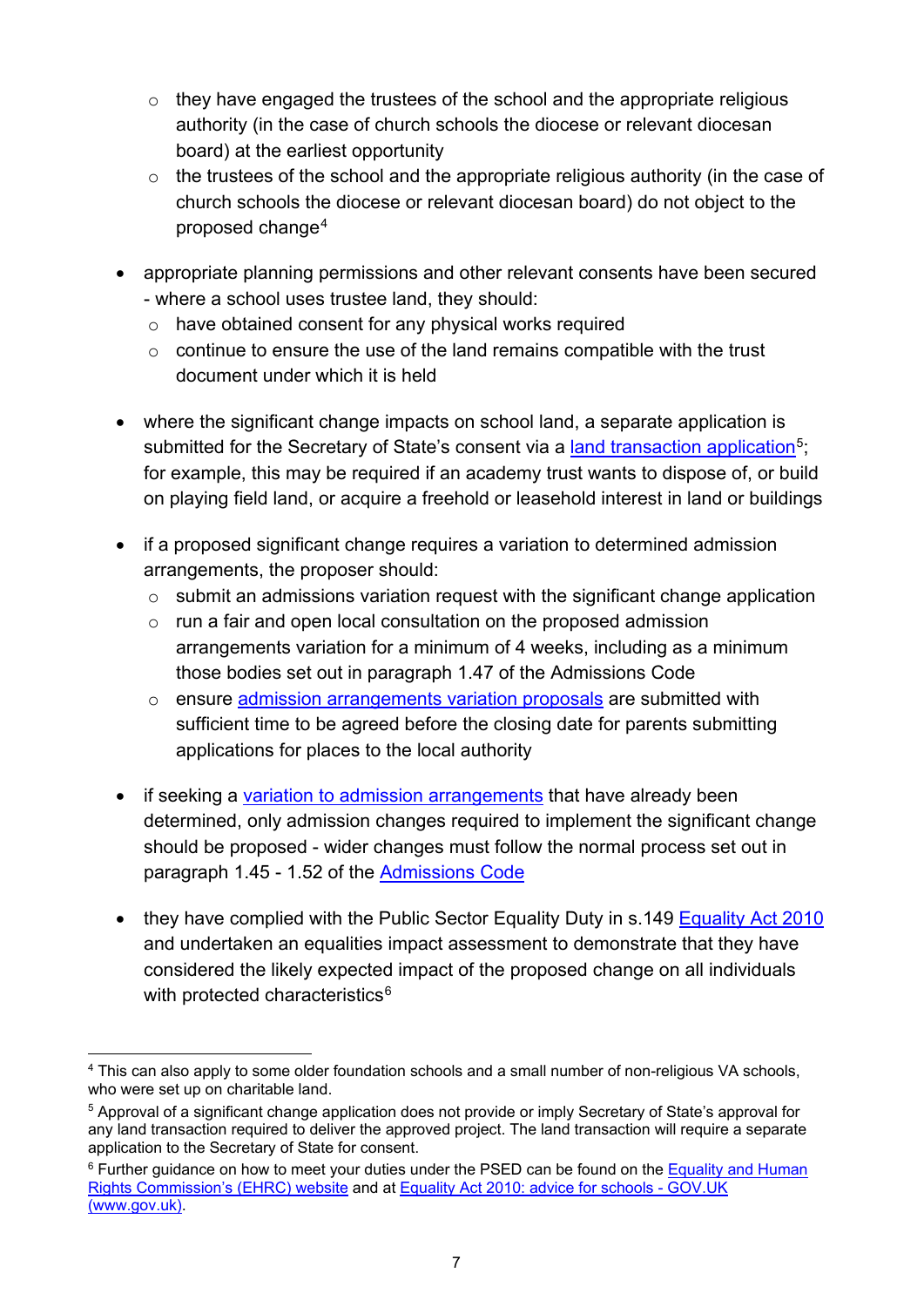- they have engaged the trustees of the school and the appropriate religious authority (in the case of church schools the diocese or relevant diocesan board) at the earliest opportunity
  - the trustees of the school and the appropriate religious authority (in the case of church schools the diocese or relevant diocesan board) do not object to the proposed change[4]

- appropriate planning permissions and other relevant consents have been secured - where a school uses trustee land, they should:
  - have obtained consent for any physical works required
  - continue to ensure the use of the land remains compatible with the trust document under which it is held

- where the significant change impacts on school land, a separate application is submitted for the Secretary of State's consent via a land transaction application[5]; for example, this may be required if an academy trust wants to dispose of, or build on playing field land, or acquire a freehold or leasehold interest in land or buildings

- if a proposed significant change requires a variation to determined admission arrangements, the proposer should:
  - submit an admissions variation request with the significant change application
  - run a fair and open local consultation on the proposed admission arrangements variation for a minimum of 4 weeks, including as a minimum those bodies set out in paragraph 1.47 of the Admissions Code
  - ensure admission arrangements variation proposals are submitted with sufficient time to be agreed before the closing date for parents submitting applications for places to the local authority

- if seeking a variation to admission arrangements that have already been determined, only admission changes required to implement the significant change should be proposed - wider changes must follow the normal process set out in paragraph 1.45 - 1.52 of the Admissions Code

- they have complied with the Public Sector Equality Duty in s.149 Equality Act 2010 and undertaken an equalities impact assessment to demonstrate that they have considered the likely expected impact of the proposed change on all individuals with protected characteristics[6]

---

[4] This can also apply to some older foundation schools and a small number of non-religious VA schools, who were set up on charitable land.

[5] Approval of a significant change application does not provide or imply Secretary of State's approval for any land transaction required to deliver the approved project. The land transaction will require a separate application to the Secretary of State for consent.

[6] Further guidance on how to meet your duties under the PSED can be found on the Equality and Human Rights Commission's (EHRC) website and at Equality Act 2010: advice for schools - GOV.UK (www.gov.uk).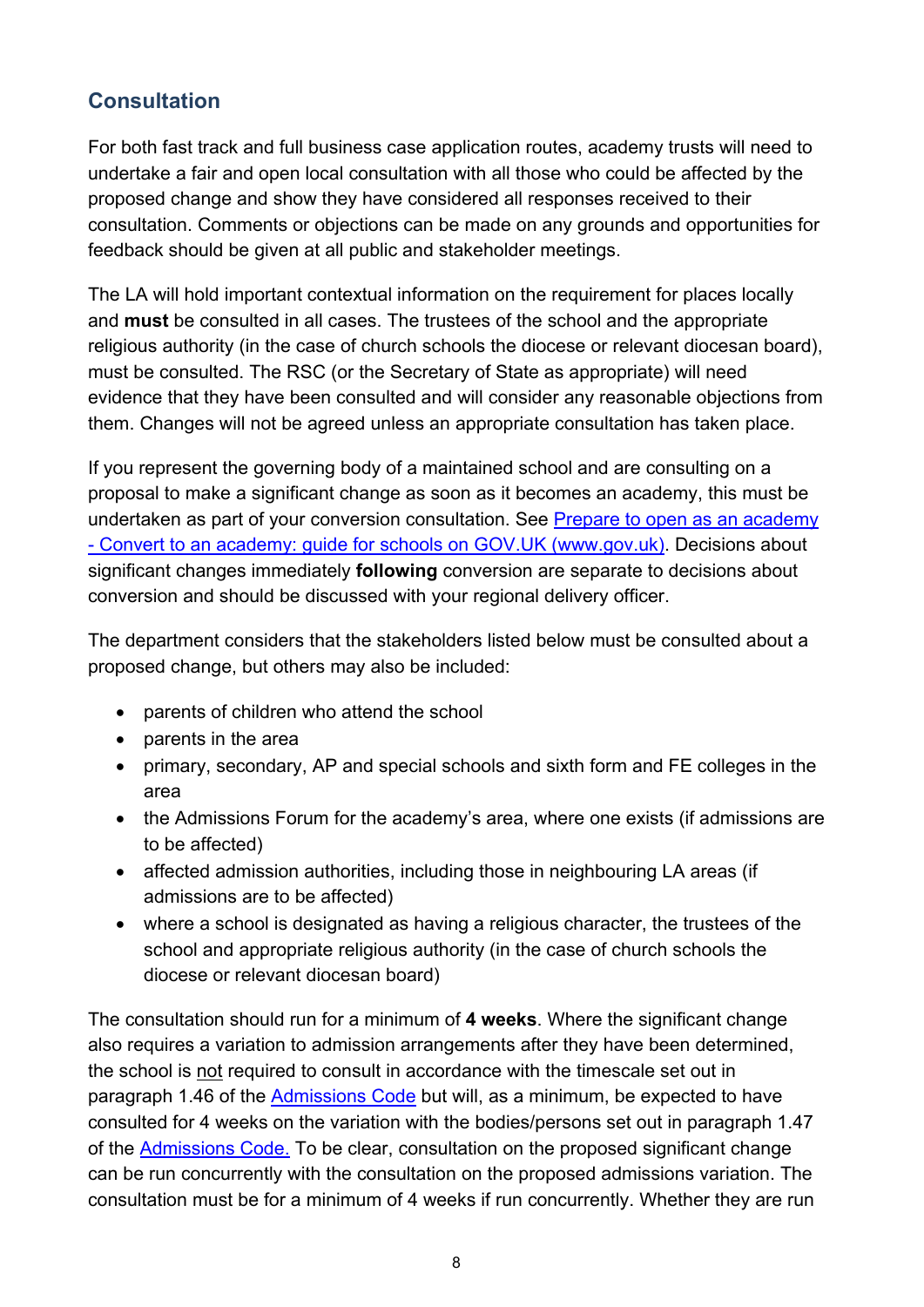## Consultation

For both fast track and full business case application routes, academy trusts will need to undertake a fair and open local consultation with all those who could be affected by the proposed change and show they have considered all responses received to their consultation. Comments or objections can be made on any grounds and opportunities for feedback should be given at all public and stakeholder meetings.

The LA will hold important contextual information on the requirement for places locally and **must** be consulted in all cases. The trustees of the school and the appropriate religious authority (in the case of church schools the diocese or relevant diocesan board), must be consulted. The RSC (or the Secretary of State as appropriate) will need evidence that they have been consulted and will consider any reasonable objections from them. Changes will not be agreed unless an appropriate consultation has taken place.

If you represent the governing body of a maintained school and are consulting on a proposal to make a significant change as soon as it becomes an academy, this must be undertaken as part of your conversion consultation. See [Prepare to open as an academy - Convert to an academy: guide for schools on GOV.UK (www.gov.uk)](). Decisions about significant changes immediately **following** conversion are separate to decisions about conversion and should be discussed with your regional delivery officer.

The department considers that the stakeholders listed below must be consulted about a proposed change, but others may also be included:

- parents of children who attend the school
- parents in the area
- primary, secondary, AP and special schools and sixth form and FE colleges in the area
- the Admissions Forum for the academy's area, where one exists (if admissions are to be affected)
- affected admission authorities, including those in neighbouring LA areas (if admissions are to be affected)
- where a school is designated as having a religious character, the trustees of the school and appropriate religious authority (in the case of church schools the diocese or relevant diocesan board)

The consultation should run for a minimum of **4 weeks**. Where the significant change also requires a variation to admission arrangements after they have been determined, the school is <u>not</u> required to consult in accordance with the timescale set out in paragraph 1.46 of the [Admissions Code]() but will, as a minimum, be expected to have consulted for 4 weeks on the variation with the bodies/persons set out in paragraph 1.47 of the [Admissions Code.]() To be clear, consultation on the proposed significant change can be run concurrently with the consultation on the proposed admissions variation. The consultation must be for a minimum of 4 weeks if run concurrently. Whether they are run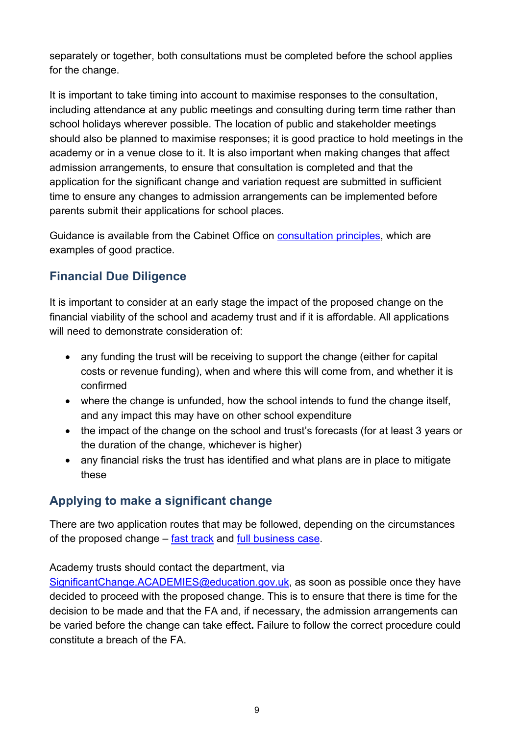separately or together, both consultations must be completed before the school applies for the change.

It is important to take timing into account to maximise responses to the consultation, including attendance at any public meetings and consulting during term time rather than school holidays wherever possible. The location of public and stakeholder meetings should also be planned to maximise responses; it is good practice to hold meetings in the academy or in a venue close to it. It is also important when making changes that affect admission arrangements, to ensure that consultation is completed and that the application for the significant change and variation request are submitted in sufficient time to ensure any changes to admission arrangements can be implemented before parents submit their applications for school places.

Guidance is available from the Cabinet Office on [consultation principles](), which are examples of good practice.

## Financial Due Diligence

It is important to consider at an early stage the impact of the proposed change on the financial viability of the school and academy trust and if it is affordable. All applications will need to demonstrate consideration of:

- any funding the trust will be receiving to support the change (either for capital costs or revenue funding), when and where this will come from, and whether it is confirmed
- where the change is unfunded, how the school intends to fund the change itself, and any impact this may have on other school expenditure
- the impact of the change on the school and trust's forecasts (for at least 3 years or the duration of the change, whichever is higher)
- any financial risks the trust has identified and what plans are in place to mitigate these

## Applying to make a significant change

There are two application routes that may be followed, depending on the circumstances of the proposed change – [fast track]() and [full business case]().

Academy trusts should contact the department, via [SignificantChange.ACADEMIES@education.gov.uk](mailto:SignificantChange.ACADEMIES@education.gov.uk), as soon as possible once they have decided to proceed with the proposed change. This is to ensure that there is time for the decision to be made and that the FA and, if necessary, the admission arrangements can be varied before the change can take effect**.** Failure to follow the correct procedure could constitute a breach of the FA.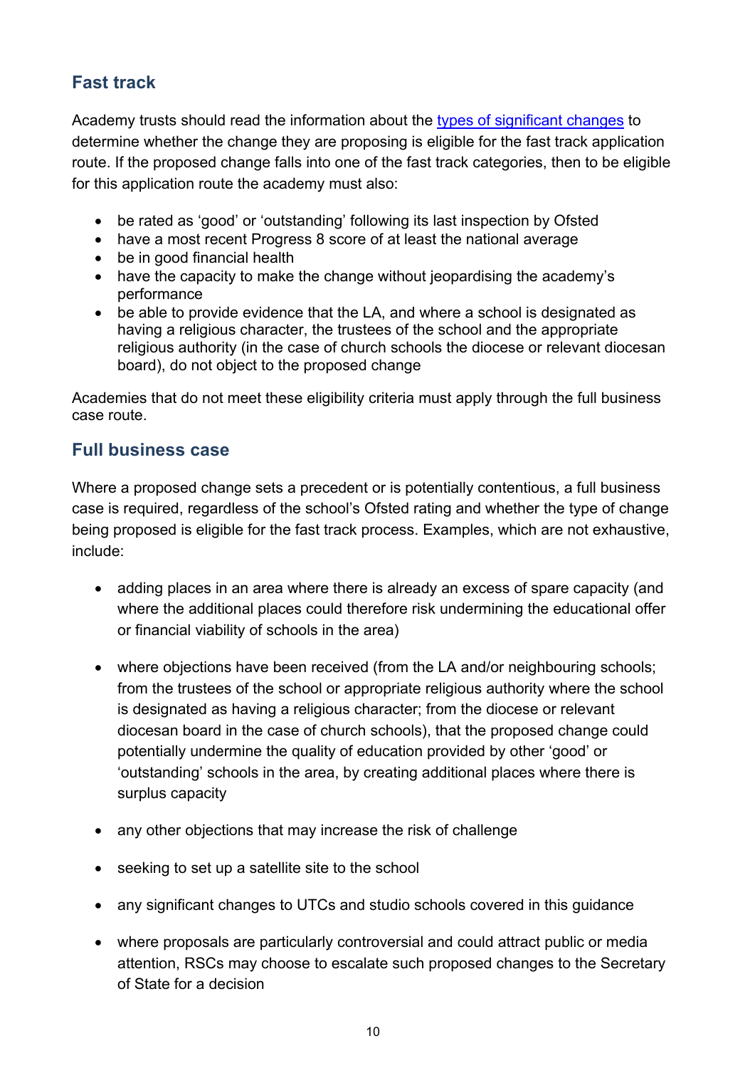## Fast track

Academy trusts should read the information about the [types of significant changes] to determine whether the change they are proposing is eligible for the fast track application route. If the proposed change falls into one of the fast track categories, then to be eligible for this application route the academy must also:

- be rated as 'good' or 'outstanding' following its last inspection by Ofsted
- have a most recent Progress 8 score of at least the national average
- be in good financial health
- have the capacity to make the change without jeopardising the academy's performance
- be able to provide evidence that the LA, and where a school is designated as having a religious character, the trustees of the school and the appropriate religious authority (in the case of church schools the diocese or relevant diocesan board), do not object to the proposed change

Academies that do not meet these eligibility criteria must apply through the full business case route.

## Full business case

Where a proposed change sets a precedent or is potentially contentious, a full business case is required, regardless of the school's Ofsted rating and whether the type of change being proposed is eligible for the fast track process. Examples, which are not exhaustive, include:

- adding places in an area where there is already an excess of spare capacity (and where the additional places could therefore risk undermining the educational offer or financial viability of schools in the area)
- where objections have been received (from the LA and/or neighbouring schools; from the trustees of the school or appropriate religious authority where the school is designated as having a religious character; from the diocese or relevant diocesan board in the case of church schools), that the proposed change could potentially undermine the quality of education provided by other 'good' or 'outstanding' schools in the area, by creating additional places where there is surplus capacity
- any other objections that may increase the risk of challenge
- seeking to set up a satellite site to the school
- any significant changes to UTCs and studio schools covered in this guidance
- where proposals are particularly controversial and could attract public or media attention, RSCs may choose to escalate such proposed changes to the Secretary of State for a decision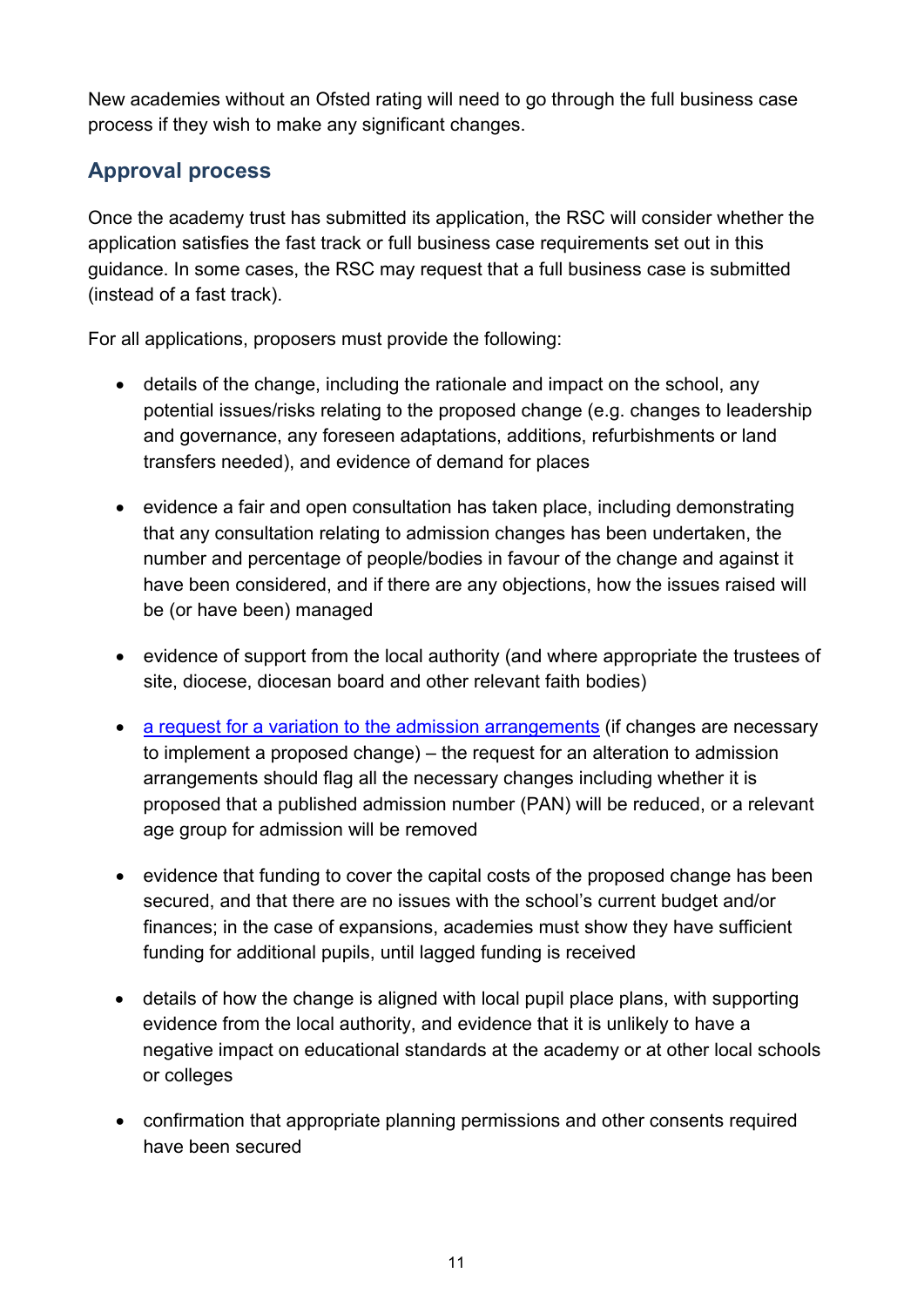New academies without an Ofsted rating will need to go through the full business case process if they wish to make any significant changes.

## Approval process

Once the academy trust has submitted its application, the RSC will consider whether the application satisfies the fast track or full business case requirements set out in this guidance. In some cases, the RSC may request that a full business case is submitted (instead of a fast track).

For all applications, proposers must provide the following:

- details of the change, including the rationale and impact on the school, any potential issues/risks relating to the proposed change (e.g. changes to leadership and governance, any foreseen adaptations, additions, refurbishments or land transfers needed), and evidence of demand for places
- evidence a fair and open consultation has taken place, including demonstrating that any consultation relating to admission changes has been undertaken, the number and percentage of people/bodies in favour of the change and against it have been considered, and if there are any objections, how the issues raised will be (or have been) managed
- evidence of support from the local authority (and where appropriate the trustees of site, diocese, diocesan board and other relevant faith bodies)
- [a request for a variation to the admission arrangements]() (if changes are necessary to implement a proposed change) – the request for an alteration to admission arrangements should flag all the necessary changes including whether it is proposed that a published admission number (PAN) will be reduced, or a relevant age group for admission will be removed
- evidence that funding to cover the capital costs of the proposed change has been secured, and that there are no issues with the school's current budget and/or finances; in the case of expansions, academies must show they have sufficient funding for additional pupils, until lagged funding is received
- details of how the change is aligned with local pupil place plans, with supporting evidence from the local authority, and evidence that it is unlikely to have a negative impact on educational standards at the academy or at other local schools or colleges
- confirmation that appropriate planning permissions and other consents required have been secured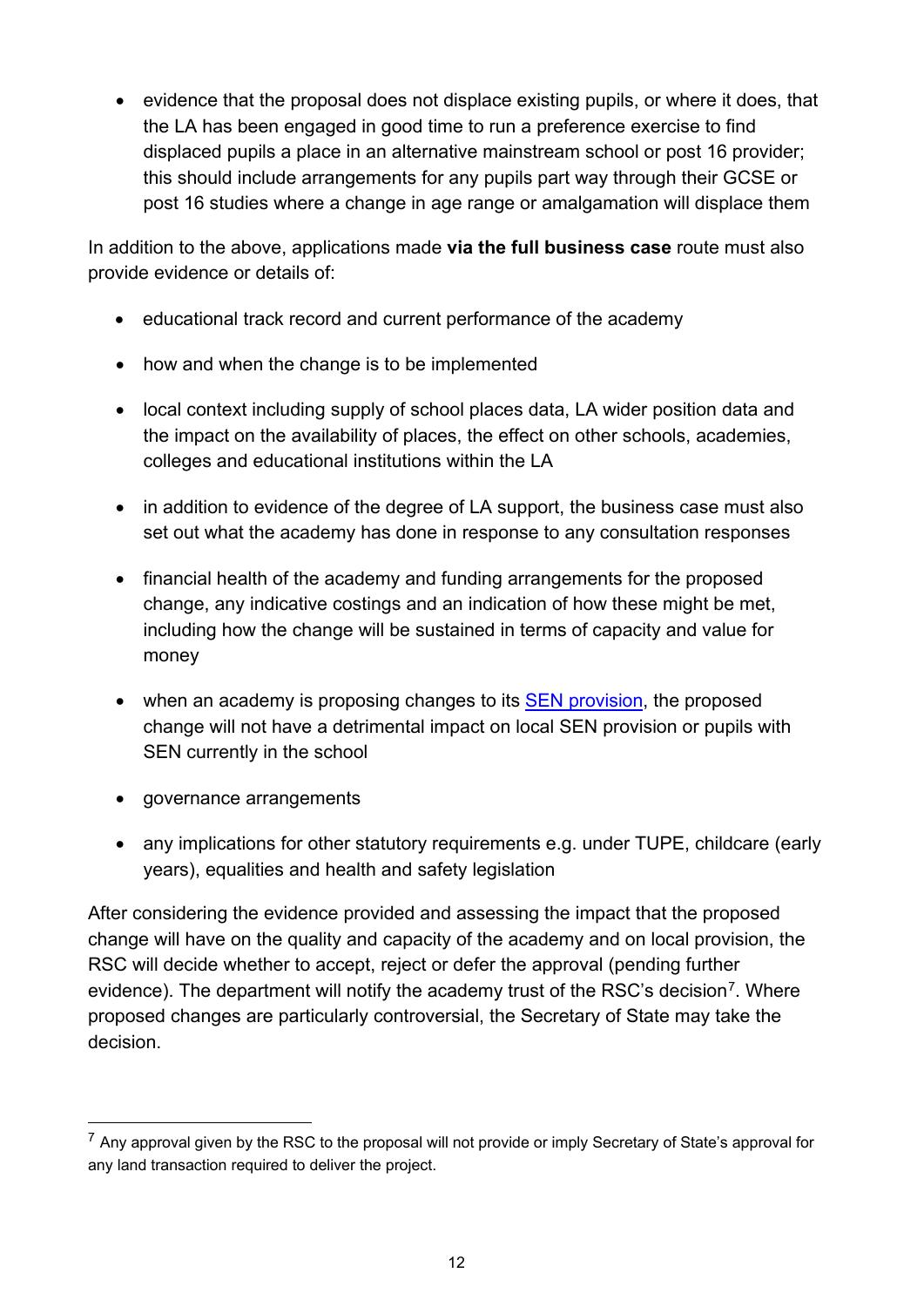- evidence that the proposal does not displace existing pupils, or where it does, that the LA has been engaged in good time to run a preference exercise to find displaced pupils a place in an alternative mainstream school or post 16 provider; this should include arrangements for any pupils part way through their GCSE or post 16 studies where a change in age range or amalgamation will displace them

In addition to the above, applications made **via the full business case** route must also provide evidence or details of:

- educational track record and current performance of the academy
- how and when the change is to be implemented
- local context including supply of school places data, LA wider position data and the impact on the availability of places, the effect on other schools, academies, colleges and educational institutions within the LA
- in addition to evidence of the degree of LA support, the business case must also set out what the academy has done in response to any consultation responses
- financial health of the academy and funding arrangements for the proposed change, any indicative costings and an indication of how these might be met, including how the change will be sustained in terms of capacity and value for money
- when an academy is proposing changes to its SEN provision, the proposed change will not have a detrimental impact on local SEN provision or pupils with SEN currently in the school
- governance arrangements
- any implications for other statutory requirements e.g. under TUPE, childcare (early years), equalities and health and safety legislation

After considering the evidence provided and assessing the impact that the proposed change will have on the quality and capacity of the academy and on local provision, the RSC will decide whether to accept, reject or defer the approval (pending further evidence). The department will notify the academy trust of the RSC's decision[7]. Where proposed changes are particularly controversial, the Secretary of State may take the decision.

---

[7] Any approval given by the RSC to the proposal will not provide or imply Secretary of State's approval for any land transaction required to deliver the project.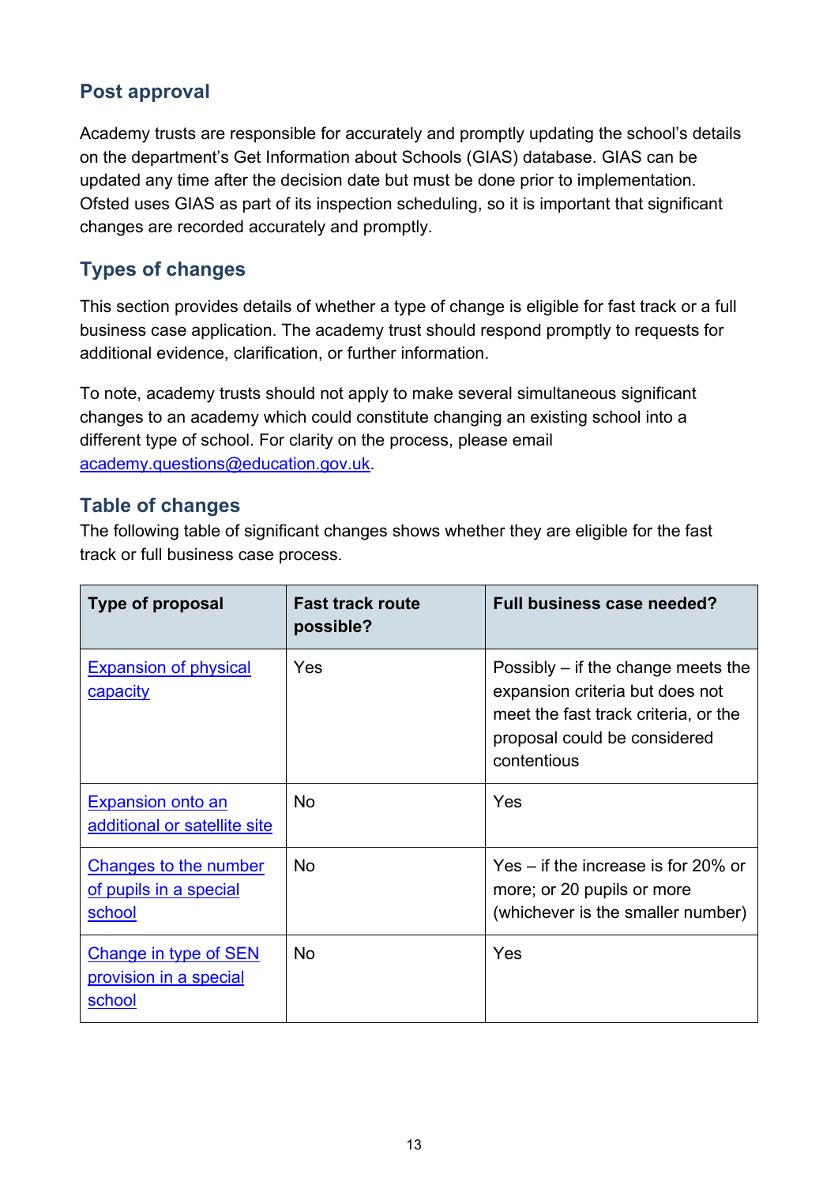## Post approval

Academy trusts are responsible for accurately and promptly updating the school's details on the department's Get Information about Schools (GIAS) database. GIAS can be updated any time after the decision date but must be done prior to implementation. Ofsted uses GIAS as part of its inspection scheduling, so it is important that significant changes are recorded accurately and promptly.

## Types of changes

This section provides details of whether a type of change is eligible for fast track or a full business case application. The academy trust should respond promptly to requests for additional evidence, clarification, or further information.

To note, academy trusts should not apply to make several simultaneous significant changes to an academy which could constitute changing an existing school into a different type of school. For clarity on the process, please email [academy.questions@education.gov.uk](mailto:academy.questions@education.gov.uk).

## Table of changes

The following table of significant changes shows whether they are eligible for the fast track or full business case process.

| Type of proposal | Fast track route possible? | Full business case needed? |
|---|---|---|
| Expansion of physical capacity | Yes | Possibly – if the change meets the expansion criteria but does not meet the fast track criteria, or the proposal could be considered contentious |
| Expansion onto an additional or satellite site | No | Yes |
| Changes to the number of pupils in a special school | No | Yes – if the increase is for 20% or more; or 20 pupils or more (whichever is the smaller number) |
| Change in type of SEN provision in a special school | No | Yes |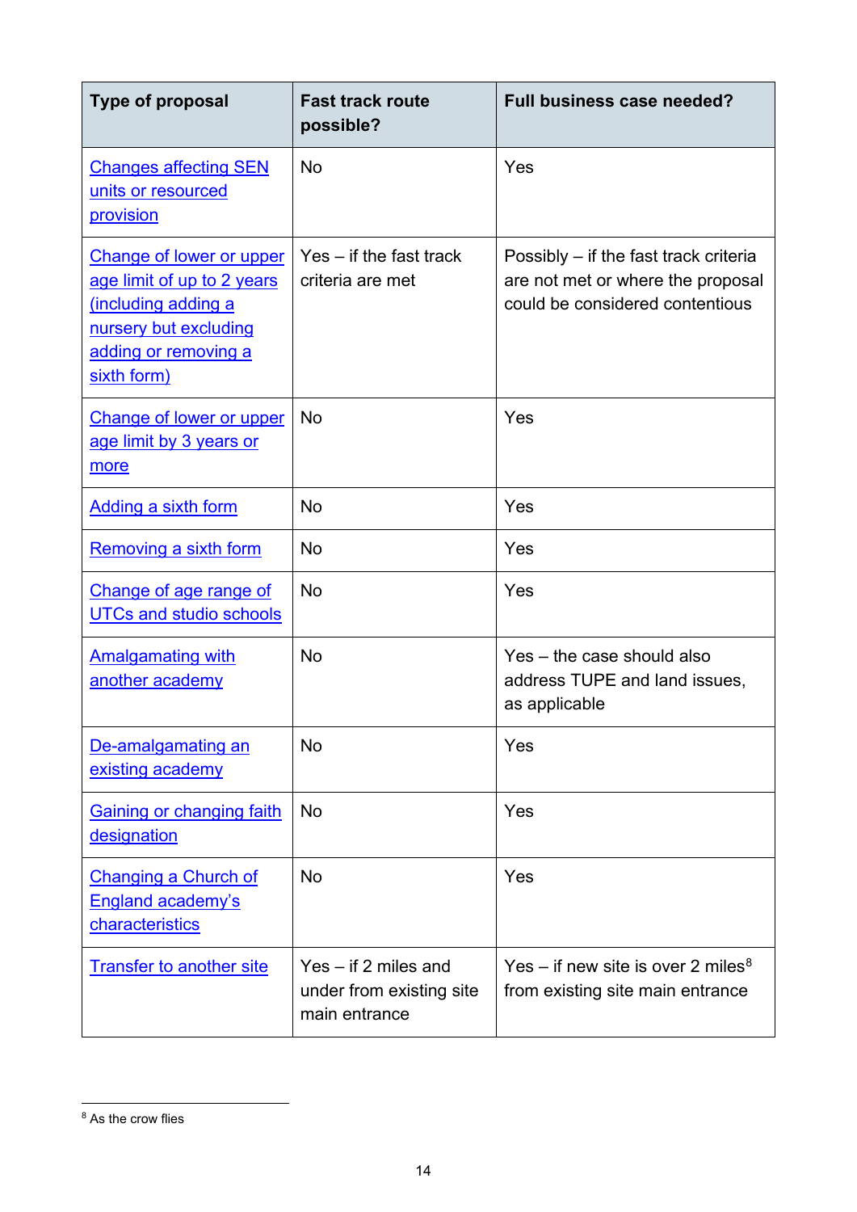| Type of proposal | Fast track route possible? | Full business case needed? |
|---|---|---|
| Changes affecting SEN units or resourced provision | No | Yes |
| Change of lower or upper age limit of up to 2 years (including adding a nursery but excluding adding or removing a sixth form) | Yes – if the fast track criteria are met | Possibly – if the fast track criteria are not met or where the proposal could be considered contentious |
| Change of lower or upper age limit by 3 years or more | No | Yes |
| Adding a sixth form | No | Yes |
| Removing a sixth form | No | Yes |
| Change of age range of UTCs and studio schools | No | Yes |
| Amalgamating with another academy | No | Yes – the case should also address TUPE and land issues, as applicable |
| De-amalgamating an existing academy | No | Yes |
| Gaining or changing faith designation | No | Yes |
| Changing a Church of England academy's characteristics | No | Yes |
| Transfer to another site | Yes – if 2 miles and under from existing site main entrance | Yes – if new site is over 2 miles[8] from existing site main entrance |

[8] As the crow flies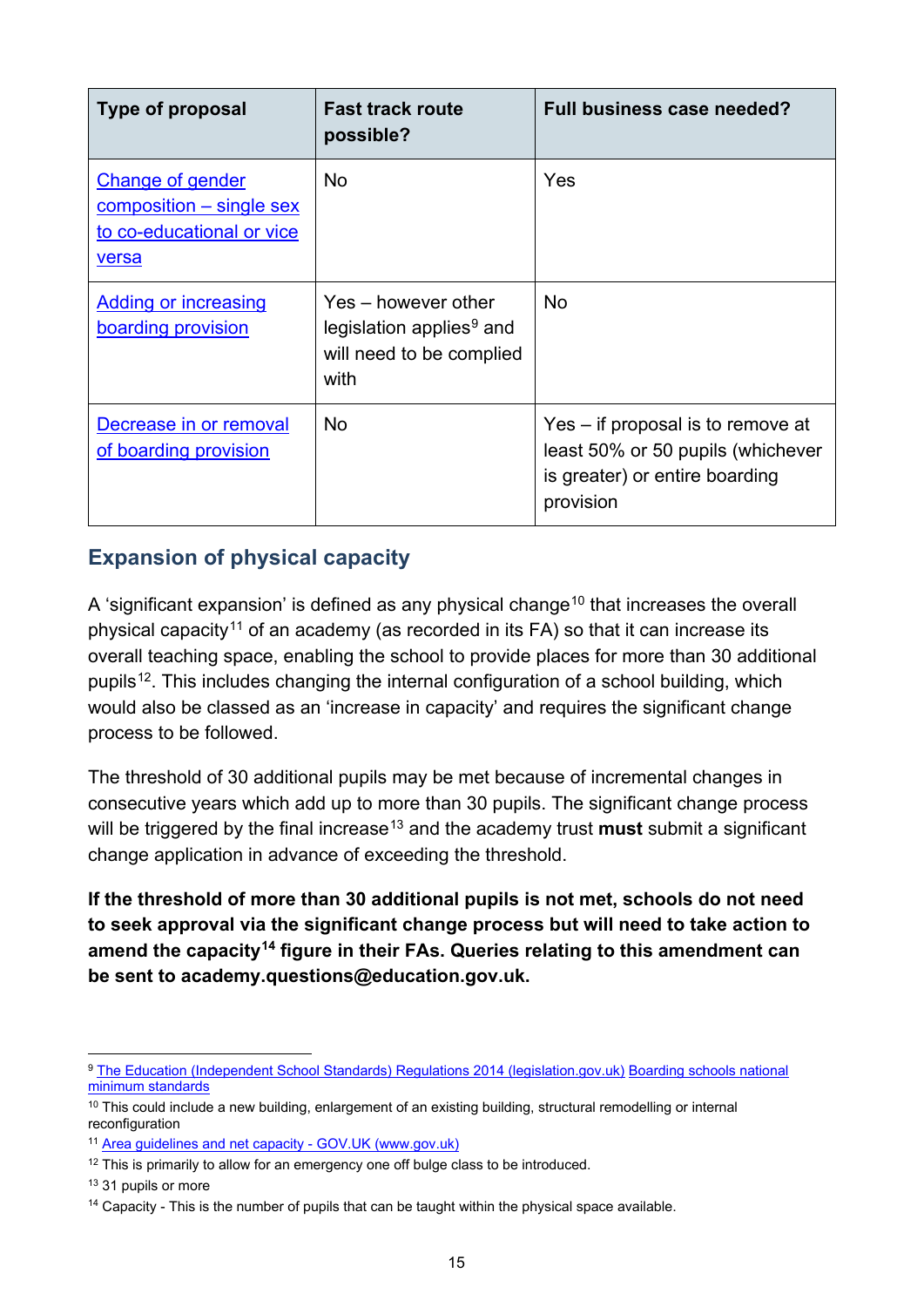| Type of proposal | Fast track route possible? | Full business case needed? |
|---|---|---|
| Change of gender composition – single sex to co-educational or vice versa | No | Yes |
| Adding or increasing boarding provision | Yes – however other legislation applies[9] and will need to be complied with | No |
| Decrease in or removal of boarding provision | No | Yes – if proposal is to remove at least 50% or 50 pupils (whichever is greater) or entire boarding provision |

## Expansion of physical capacity

A 'significant expansion' is defined as any physical change[10] that increases the overall physical capacity[11] of an academy (as recorded in its FA) so that it can increase its overall teaching space, enabling the school to provide places for more than 30 additional pupils[12]. This includes changing the internal configuration of a school building, which would also be classed as an 'increase in capacity' and requires the significant change process to be followed.

The threshold of 30 additional pupils may be met because of incremental changes in consecutive years which add up to more than 30 pupils. The significant change process will be triggered by the final increase[13] and the academy trust **must** submit a significant change application in advance of exceeding the threshold.

**If the threshold of more than 30 additional pupils is not met, schools do not need to seek approval via the significant change process but will need to take action to amend the capacity[14] figure in their FAs. Queries relating to this amendment can be sent to academy.questions@education.gov.uk.**

---

[9] The Education (Independent School Standards) Regulations 2014 (legislation.gov.uk) Boarding schools national minimum standards

[10] This could include a new building, enlargement of an existing building, structural remodelling or internal reconfiguration

[11] Area guidelines and net capacity - GOV.UK (www.gov.uk)

[12] This is primarily to allow for an emergency one off bulge class to be introduced.

[13] 31 pupils or more

[14] Capacity - This is the number of pupils that can be taught within the physical space available.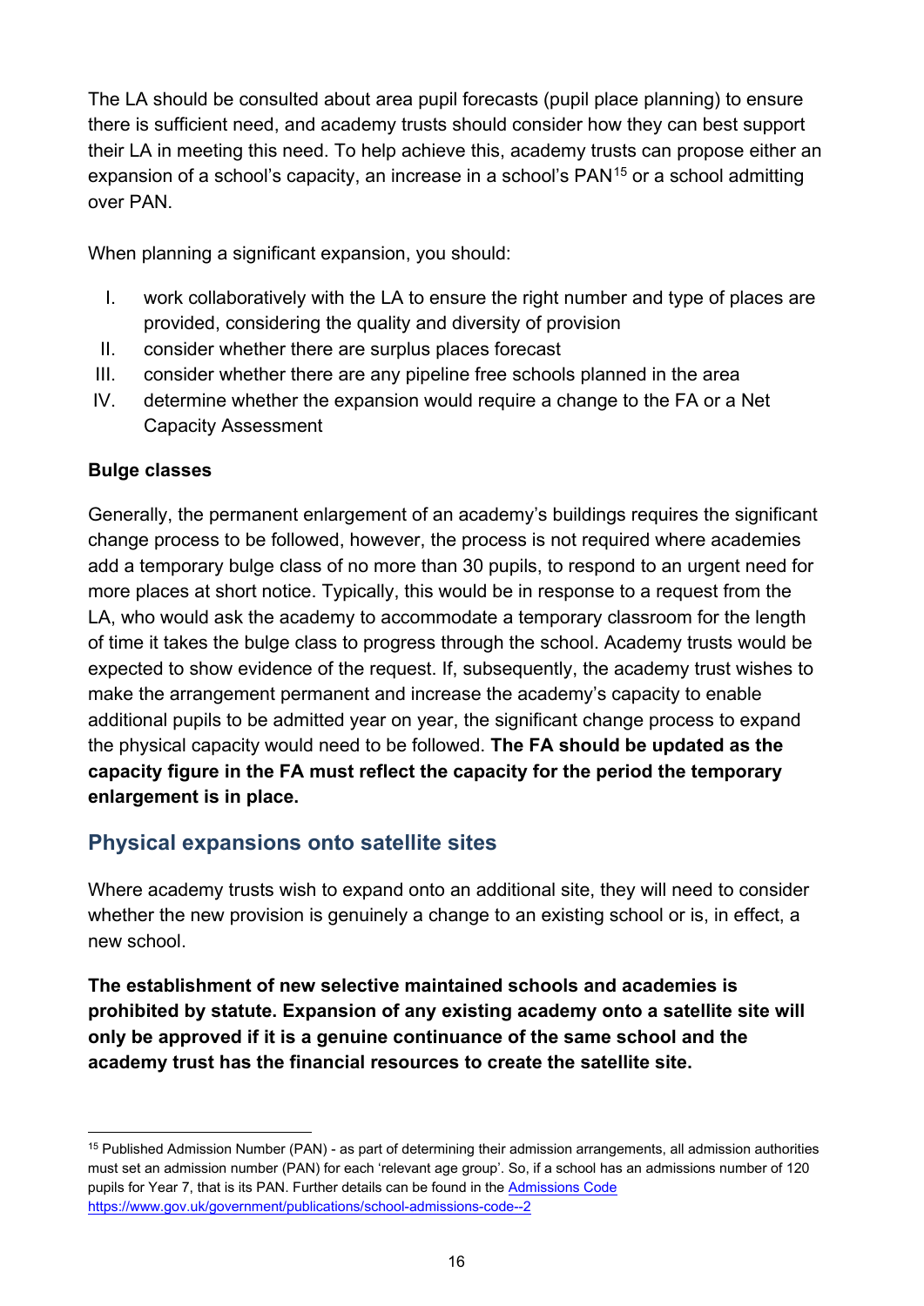The LA should be consulted about area pupil forecasts (pupil place planning) to ensure there is sufficient need, and academy trusts should consider how they can best support their LA in meeting this need. To help achieve this, academy trusts can propose either an expansion of a school's capacity, an increase in a school's PAN[15] or a school admitting over PAN.

When planning a significant expansion, you should:

I. work collaboratively with the LA to ensure the right number and type of places are provided, considering the quality and diversity of provision
II. consider whether there are surplus places forecast
III. consider whether there are any pipeline free schools planned in the area
IV. determine whether the expansion would require a change to the FA or a Net Capacity Assessment

**Bulge classes**

Generally, the permanent enlargement of an academy's buildings requires the significant change process to be followed, however, the process is not required where academies add a temporary bulge class of no more than 30 pupils, to respond to an urgent need for more places at short notice. Typically, this would be in response to a request from the LA, who would ask the academy to accommodate a temporary classroom for the length of time it takes the bulge class to progress through the school. Academy trusts would be expected to show evidence of the request. If, subsequently, the academy trust wishes to make the arrangement permanent and increase the academy's capacity to enable additional pupils to be admitted year on year, the significant change process to expand the physical capacity would need to be followed. **The FA should be updated as the capacity figure in the FA must reflect the capacity for the period the temporary enlargement is in place.**

## Physical expansions onto satellite sites

Where academy trusts wish to expand onto an additional site, they will need to consider whether the new provision is genuinely a change to an existing school or is, in effect, a new school.

**The establishment of new selective maintained schools and academies is prohibited by statute. Expansion of any existing academy onto a satellite site will only be approved if it is a genuine continuance of the same school and the academy trust has the financial resources to create the satellite site.**

---

[15] Published Admission Number (PAN) - as part of determining their admission arrangements, all admission authorities must set an admission number (PAN) for each 'relevant age group'. So, if a school has an admissions number of 120 pupils for Year 7, that is its PAN. Further details can be found in the [Admissions Code](https://www.gov.uk/government/publications/school-admissions-code--2) https://www.gov.uk/government/publications/school-admissions-code--2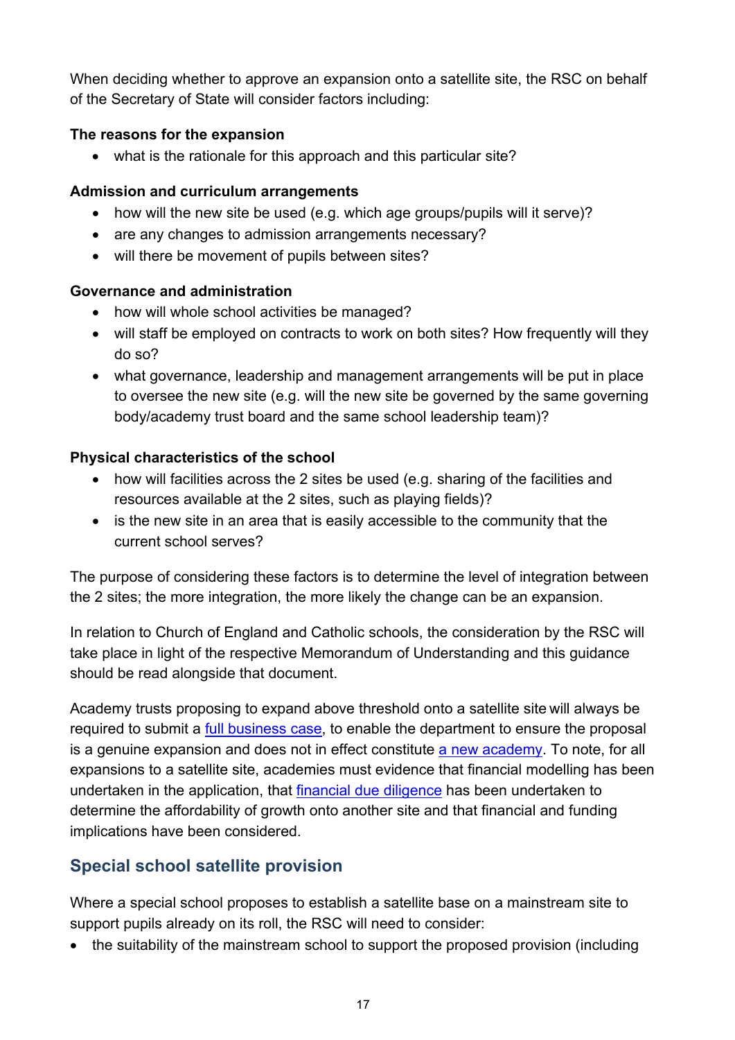When deciding whether to approve an expansion onto a satellite site, the RSC on behalf of the Secretary of State will consider factors including:

**The reasons for the expansion**

- what is the rationale for this approach and this particular site?

**Admission and curriculum arrangements**

- how will the new site be used (e.g. which age groups/pupils will it serve)?
- are any changes to admission arrangements necessary?
- will there be movement of pupils between sites?

**Governance and administration**

- how will whole school activities be managed?
- will staff be employed on contracts to work on both sites? How frequently will they do so?
- what governance, leadership and management arrangements will be put in place to oversee the new site (e.g. will the new site be governed by the same governing body/academy trust board and the same school leadership team)?

**Physical characteristics of the school**

- how will facilities across the 2 sites be used (e.g. sharing of the facilities and resources available at the 2 sites, such as playing fields)?
- is the new site in an area that is easily accessible to the community that the current school serves?

The purpose of considering these factors is to determine the level of integration between the 2 sites; the more integration, the more likely the change can be an expansion.

In relation to Church of England and Catholic schools, the consideration by the RSC will take place in light of the respective Memorandum of Understanding and this guidance should be read alongside that document.

Academy trusts proposing to expand above threshold onto a satellite site will always be required to submit a full business case, to enable the department to ensure the proposal is a genuine expansion and does not in effect constitute a new academy. To note, for all expansions to a satellite site, academies must evidence that financial modelling has been undertaken in the application, that financial due diligence has been undertaken to determine the affordability of growth onto another site and that financial and funding implications have been considered.

## Special school satellite provision

Where a special school proposes to establish a satellite base on a mainstream site to support pupils already on its roll, the RSC will need to consider:

- the suitability of the mainstream school to support the proposed provision (including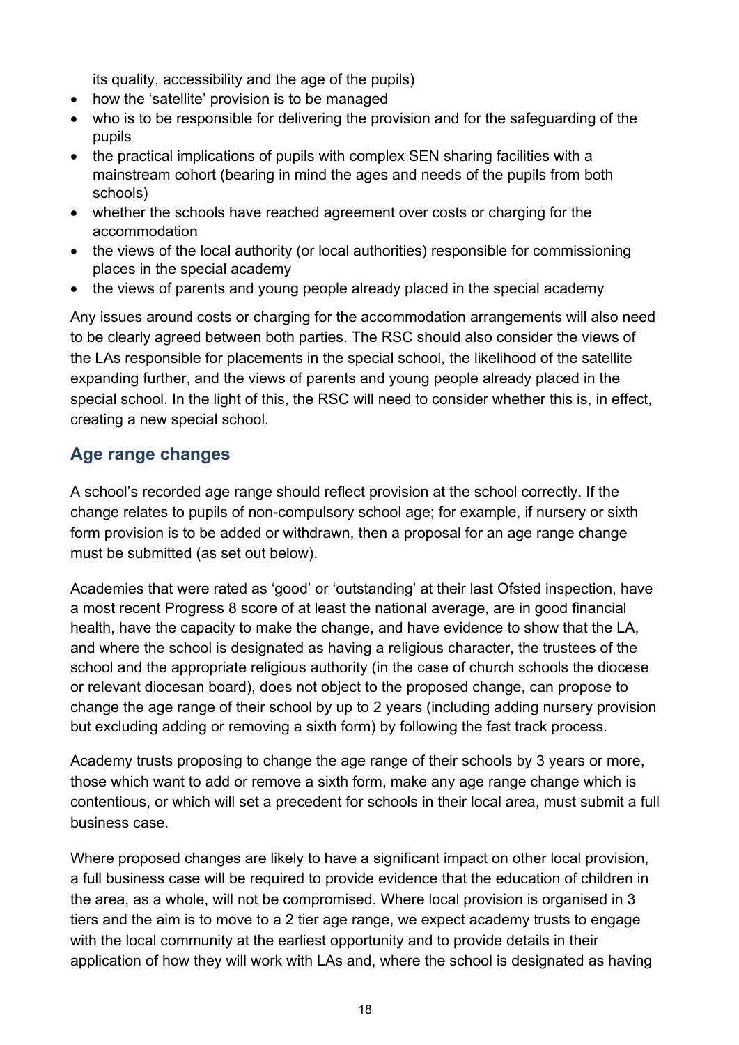its quality, accessibility and the age of the pupils)

- how the 'satellite' provision is to be managed
- who is to be responsible for delivering the provision and for the safeguarding of the pupils
- the practical implications of pupils with complex SEN sharing facilities with a mainstream cohort (bearing in mind the ages and needs of the pupils from both schools)
- whether the schools have reached agreement over costs or charging for the accommodation
- the views of the local authority (or local authorities) responsible for commissioning places in the special academy
- the views of parents and young people already placed in the special academy

Any issues around costs or charging for the accommodation arrangements will also need to be clearly agreed between both parties. The RSC should also consider the views of the LAs responsible for placements in the special school, the likelihood of the satellite expanding further, and the views of parents and young people already placed in the special school. In the light of this, the RSC will need to consider whether this is, in effect, creating a new special school.

## Age range changes

A school's recorded age range should reflect provision at the school correctly. If the change relates to pupils of non-compulsory school age; for example, if nursery or sixth form provision is to be added or withdrawn, then a proposal for an age range change must be submitted (as set out below).

Academies that were rated as 'good' or 'outstanding' at their last Ofsted inspection, have a most recent Progress 8 score of at least the national average, are in good financial health, have the capacity to make the change, and have evidence to show that the LA, and where the school is designated as having a religious character, the trustees of the school and the appropriate religious authority (in the case of church schools the diocese or relevant diocesan board), does not object to the proposed change, can propose to change the age range of their school by up to 2 years (including adding nursery provision but excluding adding or removing a sixth form) by following the fast track process.

Academy trusts proposing to change the age range of their schools by 3 years or more, those which want to add or remove a sixth form, make any age range change which is contentious, or which will set a precedent for schools in their local area, must submit a full business case.

Where proposed changes are likely to have a significant impact on other local provision, a full business case will be required to provide evidence that the education of children in the area, as a whole, will not be compromised. Where local provision is organised in 3 tiers and the aim is to move to a 2 tier age range, we expect academy trusts to engage with the local community at the earliest opportunity and to provide details in their application of how they will work with LAs and, where the school is designated as having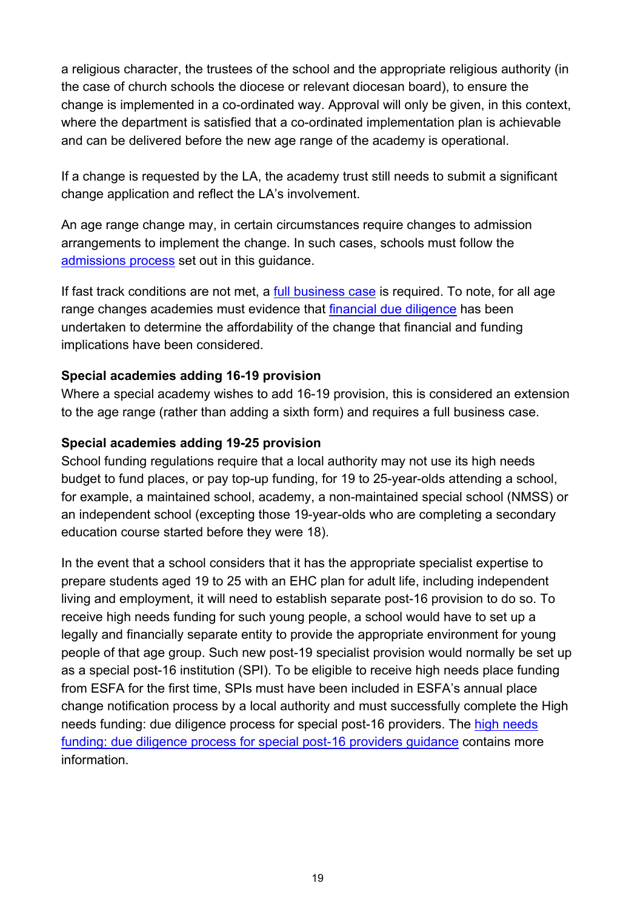a religious character, the trustees of the school and the appropriate religious authority (in the case of church schools the diocese or relevant diocesan board), to ensure the change is implemented in a co-ordinated way. Approval will only be given, in this context, where the department is satisfied that a co-ordinated implementation plan is achievable and can be delivered before the new age range of the academy is operational.

If a change is requested by the LA, the academy trust still needs to submit a significant change application and reflect the LA's involvement.

An age range change may, in certain circumstances require changes to admission arrangements to implement the change. In such cases, schools must follow the admissions process set out in this guidance.

If fast track conditions are not met, a full business case is required. To note, for all age range changes academies must evidence that financial due diligence has been undertaken to determine the affordability of the change that financial and funding implications have been considered.

**Special academies adding 16-19 provision**
Where a special academy wishes to add 16-19 provision, this is considered an extension to the age range (rather than adding a sixth form) and requires a full business case.

**Special academies adding 19-25 provision**
School funding regulations require that a local authority may not use its high needs budget to fund places, or pay top-up funding, for 19 to 25-year-olds attending a school, for example, a maintained school, academy, a non-maintained special school (NMSS) or an independent school (excepting those 19-year-olds who are completing a secondary education course started before they were 18).

In the event that a school considers that it has the appropriate specialist expertise to prepare students aged 19 to 25 with an EHC plan for adult life, including independent living and employment, it will need to establish separate post-16 provision to do so. To receive high needs funding for such young people, a school would have to set up a legally and financially separate entity to provide the appropriate environment for young people of that age group. Such new post-19 specialist provision would normally be set up as a special post-16 institution (SPI). To be eligible to receive high needs place funding from ESFA for the first time, SPIs must have been included in ESFA's annual place change notification process by a local authority and must successfully complete the High needs funding: due diligence process for special post-16 providers. The high needs funding: due diligence process for special post-16 providers guidance contains more information.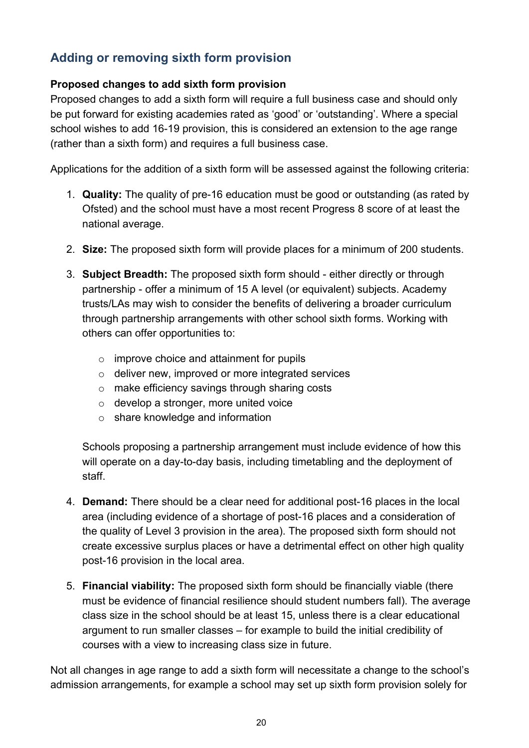## Adding or removing sixth form provision

**Proposed changes to add sixth form provision**

Proposed changes to add a sixth form will require a full business case and should only be put forward for existing academies rated as 'good' or 'outstanding'. Where a special school wishes to add 16-19 provision, this is considered an extension to the age range (rather than a sixth form) and requires a full business case.

Applications for the addition of a sixth form will be assessed against the following criteria:

1. **Quality:** The quality of pre-16 education must be good or outstanding (as rated by Ofsted) and the school must have a most recent Progress 8 score of at least the national average.

2. **Size:** The proposed sixth form will provide places for a minimum of 200 students.

3. **Subject Breadth:** The proposed sixth form should - either directly or through partnership - offer a minimum of 15 A level (or equivalent) subjects. Academy trusts/LAs may wish to consider the benefits of delivering a broader curriculum through partnership arrangements with other school sixth forms. Working with others can offer opportunities to:

   - improve choice and attainment for pupils
   - deliver new, improved or more integrated services
   - make efficiency savings through sharing costs
   - develop a stronger, more united voice
   - share knowledge and information

   Schools proposing a partnership arrangement must include evidence of how this will operate on a day-to-day basis, including timetabling and the deployment of staff.

4. **Demand:** There should be a clear need for additional post-16 places in the local area (including evidence of a shortage of post-16 places and a consideration of the quality of Level 3 provision in the area). The proposed sixth form should not create excessive surplus places or have a detrimental effect on other high quality post-16 provision in the local area.

5. **Financial viability:** The proposed sixth form should be financially viable (there must be evidence of financial resilience should student numbers fall). The average class size in the school should be at least 15, unless there is a clear educational argument to run smaller classes – for example to build the initial credibility of courses with a view to increasing class size in future.

Not all changes in age range to add a sixth form will necessitate a change to the school's admission arrangements, for example a school may set up sixth form provision solely for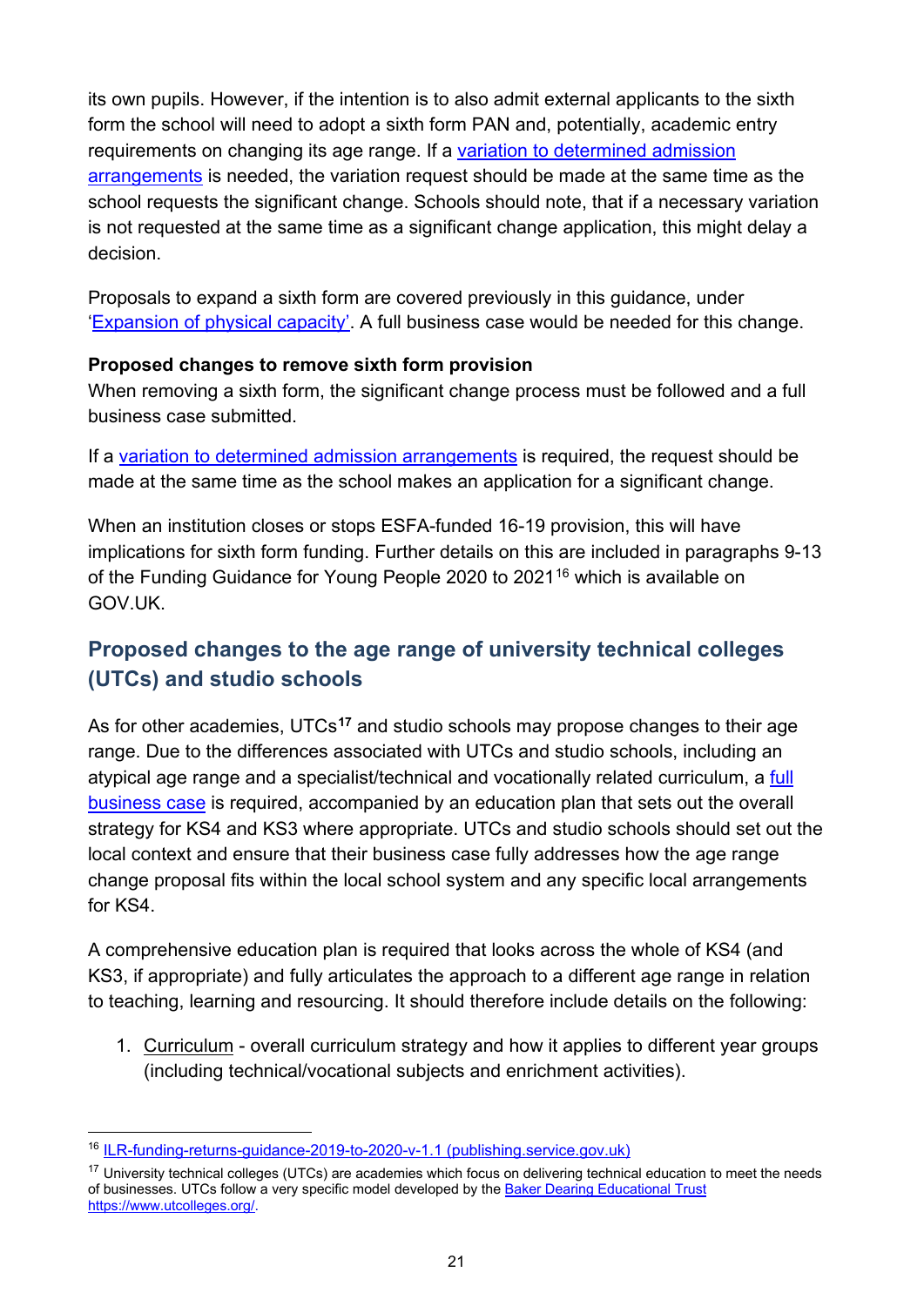its own pupils. However, if the intention is to also admit external applicants to the sixth form the school will need to adopt a sixth form PAN and, potentially, academic entry requirements on changing its age range. If a variation to determined admission arrangements is needed, the variation request should be made at the same time as the school requests the significant change. Schools should note, that if a necessary variation is not requested at the same time as a significant change application, this might delay a decision.

Proposals to expand a sixth form are covered previously in this guidance, under 'Expansion of physical capacity'. A full business case would be needed for this change.

**Proposed changes to remove sixth form provision**

When removing a sixth form, the significant change process must be followed and a full business case submitted.

If a variation to determined admission arrangements is required, the request should be made at the same time as the school makes an application for a significant change.

When an institution closes or stops ESFA-funded 16-19 provision, this will have implications for sixth form funding. Further details on this are included in paragraphs 9-13 of the Funding Guidance for Young People 2020 to 2021[16] which is available on GOV.UK.

## Proposed changes to the age range of university technical colleges (UTCs) and studio schools

As for other academies, UTCs[17] and studio schools may propose changes to their age range. Due to the differences associated with UTCs and studio schools, including an atypical age range and a specialist/technical and vocationally related curriculum, a full business case is required, accompanied by an education plan that sets out the overall strategy for KS4 and KS3 where appropriate. UTCs and studio schools should set out the local context and ensure that their business case fully addresses how the age range change proposal fits within the local school system and any specific local arrangements for KS4.

A comprehensive education plan is required that looks across the whole of KS4 (and KS3, if appropriate) and fully articulates the approach to a different age range in relation to teaching, learning and resourcing. It should therefore include details on the following:

1. Curriculum - overall curriculum strategy and how it applies to different year groups (including technical/vocational subjects and enrichment activities).

---

[16] ILR-funding-returns-guidance-2019-to-2020-v-1.1 (publishing.service.gov.uk)

[17] University technical colleges (UTCs) are academies which focus on delivering technical education to meet the needs of businesses. UTCs follow a very specific model developed by the Baker Dearing Educational Trust https://www.utcolleges.org/.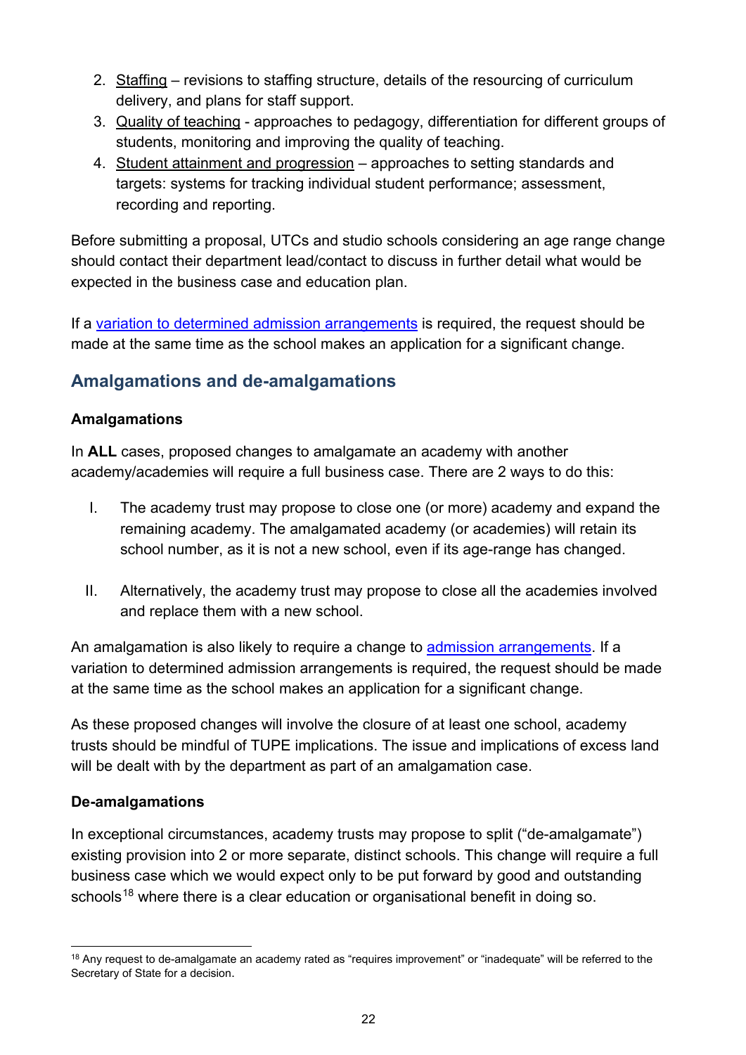2. Staffing – revisions to staffing structure, details of the resourcing of curriculum delivery, and plans for staff support.
3. Quality of teaching - approaches to pedagogy, differentiation for different groups of students, monitoring and improving the quality of teaching.
4. Student attainment and progression – approaches to setting standards and targets: systems for tracking individual student performance; assessment, recording and reporting.

Before submitting a proposal, UTCs and studio schools considering an age range change should contact their department lead/contact to discuss in further detail what would be expected in the business case and education plan.

If a variation to determined admission arrangements is required, the request should be made at the same time as the school makes an application for a significant change.

## Amalgamations and de-amalgamations

### Amalgamations

In **ALL** cases, proposed changes to amalgamate an academy with another academy/academies will require a full business case. There are 2 ways to do this:

I. The academy trust may propose to close one (or more) academy and expand the remaining academy. The amalgamated academy (or academies) will retain its school number, as it is not a new school, even if its age-range has changed.

II. Alternatively, the academy trust may propose to close all the academies involved and replace them with a new school.

An amalgamation is also likely to require a change to admission arrangements. If a variation to determined admission arrangements is required, the request should be made at the same time as the school makes an application for a significant change.

As these proposed changes will involve the closure of at least one school, academy trusts should be mindful of TUPE implications. The issue and implications of excess land will be dealt with by the department as part of an amalgamation case.

### De-amalgamations

In exceptional circumstances, academy trusts may propose to split ("de-amalgamate") existing provision into 2 or more separate, distinct schools. This change will require a full business case which we would expect only to be put forward by good and outstanding schools[18] where there is a clear education or organisational benefit in doing so.

[18] Any request to de-amalgamate an academy rated as "requires improvement" or "inadequate" will be referred to the Secretary of State for a decision.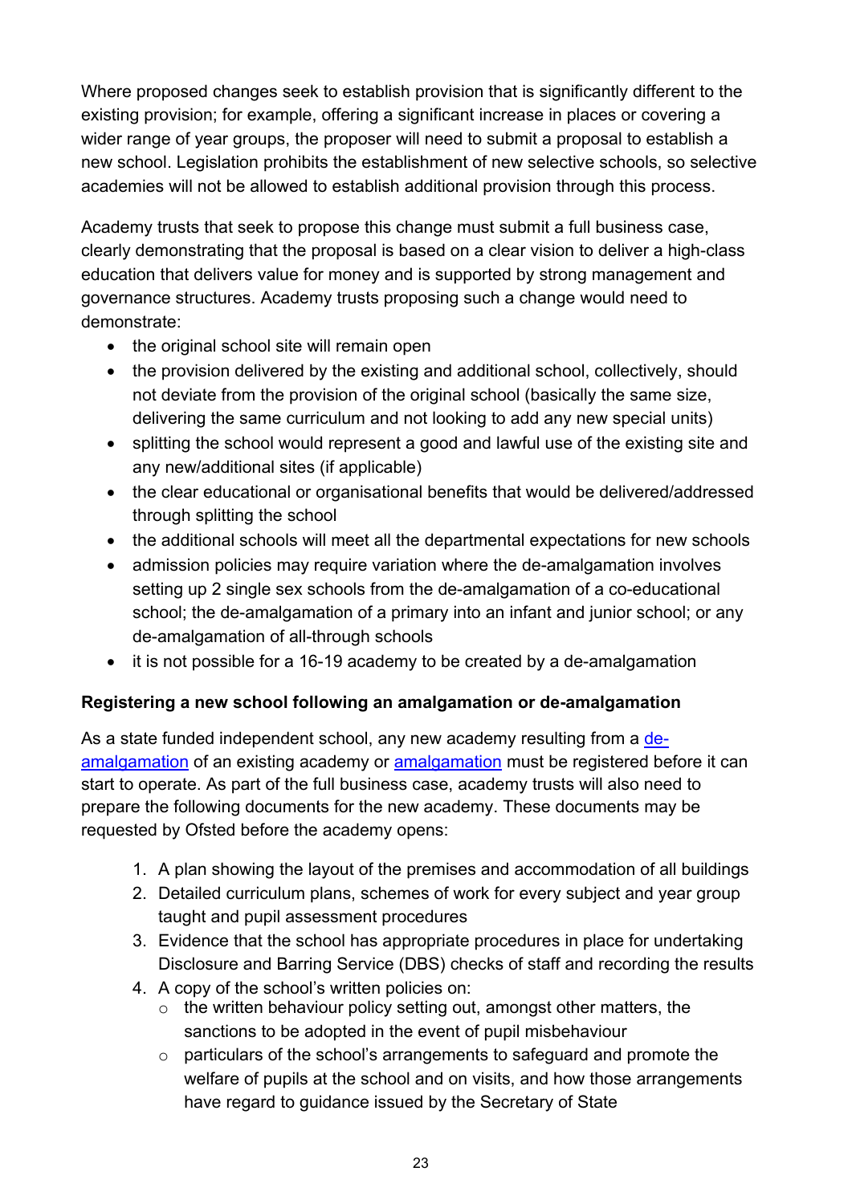Where proposed changes seek to establish provision that is significantly different to the existing provision; for example, offering a significant increase in places or covering a wider range of year groups, the proposer will need to submit a proposal to establish a new school. Legislation prohibits the establishment of new selective schools, so selective academies will not be allowed to establish additional provision through this process.

Academy trusts that seek to propose this change must submit a full business case, clearly demonstrating that the proposal is based on a clear vision to deliver a high-class education that delivers value for money and is supported by strong management and governance structures. Academy trusts proposing such a change would need to demonstrate:

- the original school site will remain open
- the provision delivered by the existing and additional school, collectively, should not deviate from the provision of the original school (basically the same size, delivering the same curriculum and not looking to add any new special units)
- splitting the school would represent a good and lawful use of the existing site and any new/additional sites (if applicable)
- the clear educational or organisational benefits that would be delivered/addressed through splitting the school
- the additional schools will meet all the departmental expectations for new schools
- admission policies may require variation where the de-amalgamation involves setting up 2 single sex schools from the de-amalgamation of a co-educational school; the de-amalgamation of a primary into an infant and junior school; or any de-amalgamation of all-through schools
- it is not possible for a 16-19 academy to be created by a de-amalgamation

**Registering a new school following an amalgamation or de-amalgamation**

As a state funded independent school, any new academy resulting from a de-amalgamation of an existing academy or amalgamation must be registered before it can start to operate. As part of the full business case, academy trusts will also need to prepare the following documents for the new academy. These documents may be requested by Ofsted before the academy opens:

1. A plan showing the layout of the premises and accommodation of all buildings
2. Detailed curriculum plans, schemes of work for every subject and year group taught and pupil assessment procedures
3. Evidence that the school has appropriate procedures in place for undertaking Disclosure and Barring Service (DBS) checks of staff and recording the results
4. A copy of the school's written policies on:
   - the written behaviour policy setting out, amongst other matters, the sanctions to be adopted in the event of pupil misbehaviour
   - particulars of the school's arrangements to safeguard and promote the welfare of pupils at the school and on visits, and how those arrangements have regard to guidance issued by the Secretary of State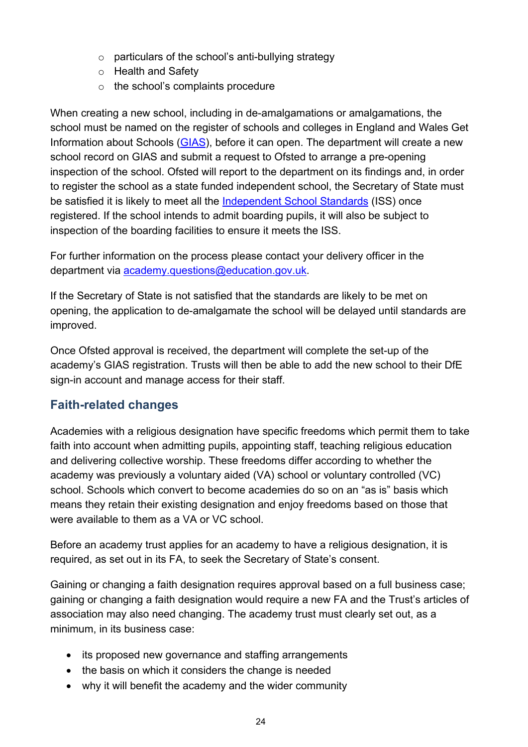- particulars of the school's anti-bullying strategy
    - Health and Safety
    - the school's complaints procedure

When creating a new school, including in de-amalgamations or amalgamations, the school must be named on the register of schools and colleges in England and Wales Get Information about Schools (GIAS), before it can open. The department will create a new school record on GIAS and submit a request to Ofsted to arrange a pre-opening inspection of the school. Ofsted will report to the department on its findings and, in order to register the school as a state funded independent school, the Secretary of State must be satisfied it is likely to meet all the Independent School Standards (ISS) once registered. If the school intends to admit boarding pupils, it will also be subject to inspection of the boarding facilities to ensure it meets the ISS.

For further information on the process please contact your delivery officer in the department via academy.questions@education.gov.uk.

If the Secretary of State is not satisfied that the standards are likely to be met on opening, the application to de-amalgamate the school will be delayed until standards are improved.

Once Ofsted approval is received, the department will complete the set-up of the academy's GIAS registration. Trusts will then be able to add the new school to their DfE sign-in account and manage access for their staff.

## Faith-related changes

Academies with a religious designation have specific freedoms which permit them to take faith into account when admitting pupils, appointing staff, teaching religious education and delivering collective worship. These freedoms differ according to whether the academy was previously a voluntary aided (VA) school or voluntary controlled (VC) school. Schools which convert to become academies do so on an "as is" basis which means they retain their existing designation and enjoy freedoms based on those that were available to them as a VA or VC school.

Before an academy trust applies for an academy to have a religious designation, it is required, as set out in its FA, to seek the Secretary of State's consent.

Gaining or changing a faith designation requires approval based on a full business case; gaining or changing a faith designation would require a new FA and the Trust's articles of association may also need changing. The academy trust must clearly set out, as a minimum, in its business case:

- its proposed new governance and staffing arrangements
- the basis on which it considers the change is needed
- why it will benefit the academy and the wider community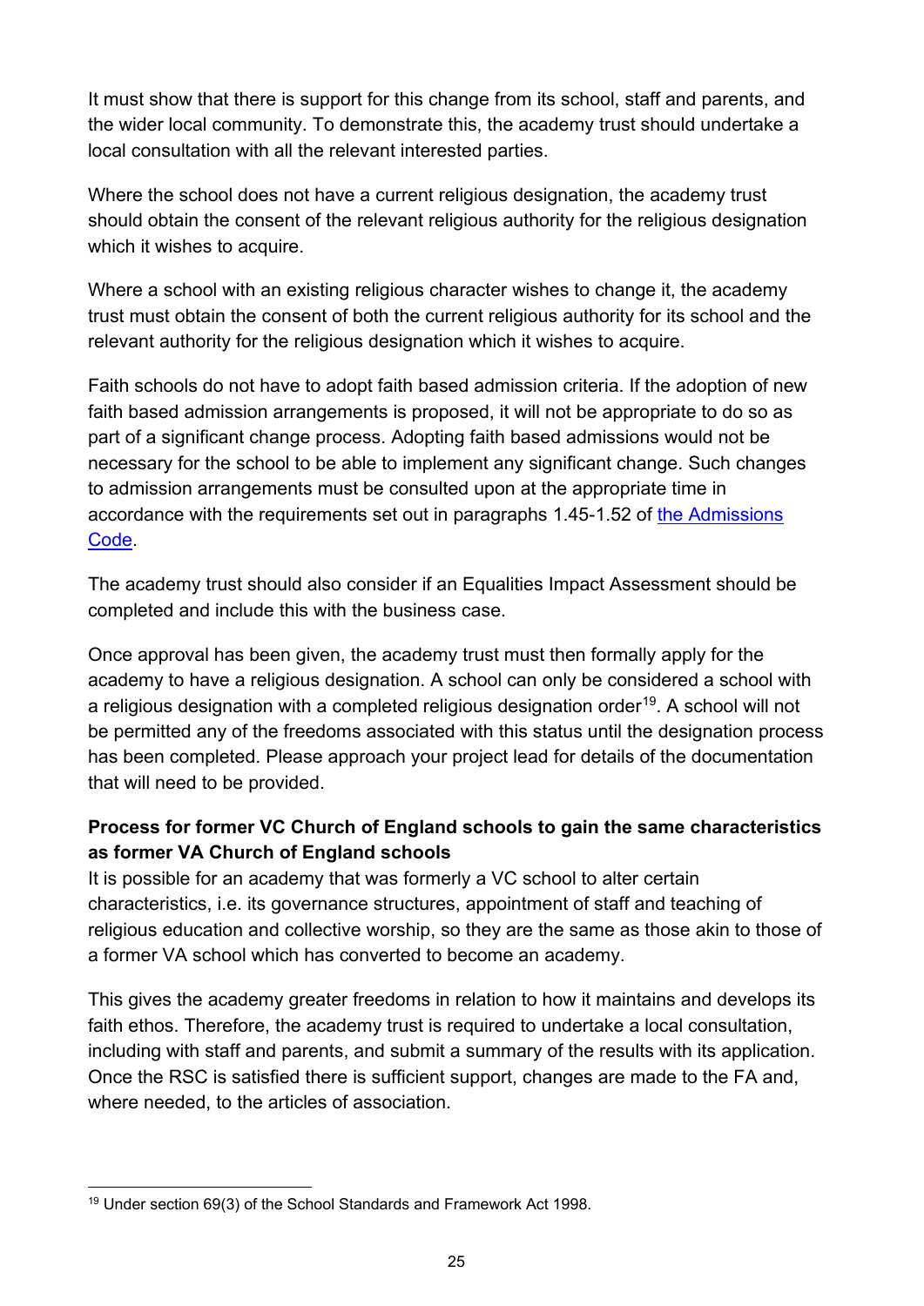It must show that there is support for this change from its school, staff and parents, and the wider local community. To demonstrate this, the academy trust should undertake a local consultation with all the relevant interested parties.

Where the school does not have a current religious designation, the academy trust should obtain the consent of the relevant religious authority for the religious designation which it wishes to acquire.

Where a school with an existing religious character wishes to change it, the academy trust must obtain the consent of both the current religious authority for its school and the relevant authority for the religious designation which it wishes to acquire.

Faith schools do not have to adopt faith based admission criteria. If the adoption of new faith based admission arrangements is proposed, it will not be appropriate to do so as part of a significant change process. Adopting faith based admissions would not be necessary for the school to be able to implement any significant change. Such changes to admission arrangements must be consulted upon at the appropriate time in accordance with the requirements set out in paragraphs 1.45-1.52 of the Admissions Code.

The academy trust should also consider if an Equalities Impact Assessment should be completed and include this with the business case.

Once approval has been given, the academy trust must then formally apply for the academy to have a religious designation. A school can only be considered a school with a religious designation with a completed religious designation order[19]. A school will not be permitted any of the freedoms associated with this status until the designation process has been completed. Please approach your project lead for details of the documentation that will need to be provided.

**Process for former VC Church of England schools to gain the same characteristics as former VA Church of England schools**

It is possible for an academy that was formerly a VC school to alter certain characteristics, i.e. its governance structures, appointment of staff and teaching of religious education and collective worship, so they are the same as those akin to those of a former VA school which has converted to become an academy.

This gives the academy greater freedoms in relation to how it maintains and develops its faith ethos. Therefore, the academy trust is required to undertake a local consultation, including with staff and parents, and submit a summary of the results with its application. Once the RSC is satisfied there is sufficient support, changes are made to the FA and, where needed, to the articles of association.

[19] Under section 69(3) of the School Standards and Framework Act 1998.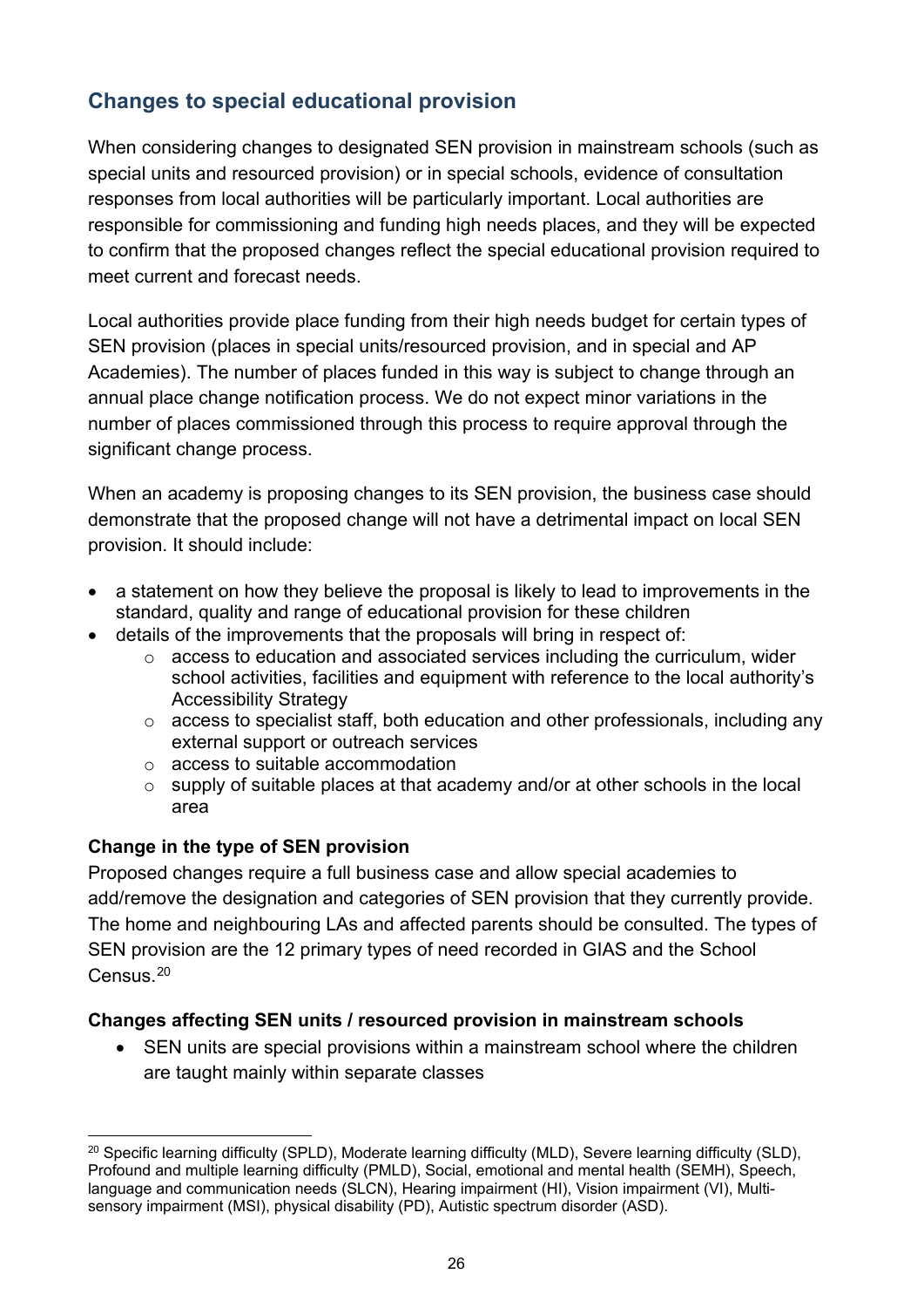## Changes to special educational provision

When considering changes to designated SEN provision in mainstream schools (such as special units and resourced provision) or in special schools, evidence of consultation responses from local authorities will be particularly important. Local authorities are responsible for commissioning and funding high needs places, and they will be expected to confirm that the proposed changes reflect the special educational provision required to meet current and forecast needs.

Local authorities provide place funding from their high needs budget for certain types of SEN provision (places in special units/resourced provision, and in special and AP Academies). The number of places funded in this way is subject to change through an annual place change notification process. We do not expect minor variations in the number of places commissioned through this process to require approval through the significant change process.

When an academy is proposing changes to its SEN provision, the business case should demonstrate that the proposed change will not have a detrimental impact on local SEN provision. It should include:

- a statement on how they believe the proposal is likely to lead to improvements in the standard, quality and range of educational provision for these children
- details of the improvements that the proposals will bring in respect of:
  - access to education and associated services including the curriculum, wider school activities, facilities and equipment with reference to the local authority's Accessibility Strategy
  - access to specialist staff, both education and other professionals, including any external support or outreach services
  - access to suitable accommodation
  - supply of suitable places at that academy and/or at other schools in the local area

**Change in the type of SEN provision**

Proposed changes require a full business case and allow special academies to add/remove the designation and categories of SEN provision that they currently provide. The home and neighbouring LAs and affected parents should be consulted. The types of SEN provision are the 12 primary types of need recorded in GIAS and the School Census.[20]

**Changes affecting SEN units / resourced provision in mainstream schools**

- SEN units are special provisions within a mainstream school where the children are taught mainly within separate classes

[20] Specific learning difficulty (SPLD), Moderate learning difficulty (MLD), Severe learning difficulty (SLD), Profound and multiple learning difficulty (PMLD), Social, emotional and mental health (SEMH), Speech, language and communication needs (SLCN), Hearing impairment (HI), Vision impairment (VI), Multi-sensory impairment (MSI), physical disability (PD), Autistic spectrum disorder (ASD).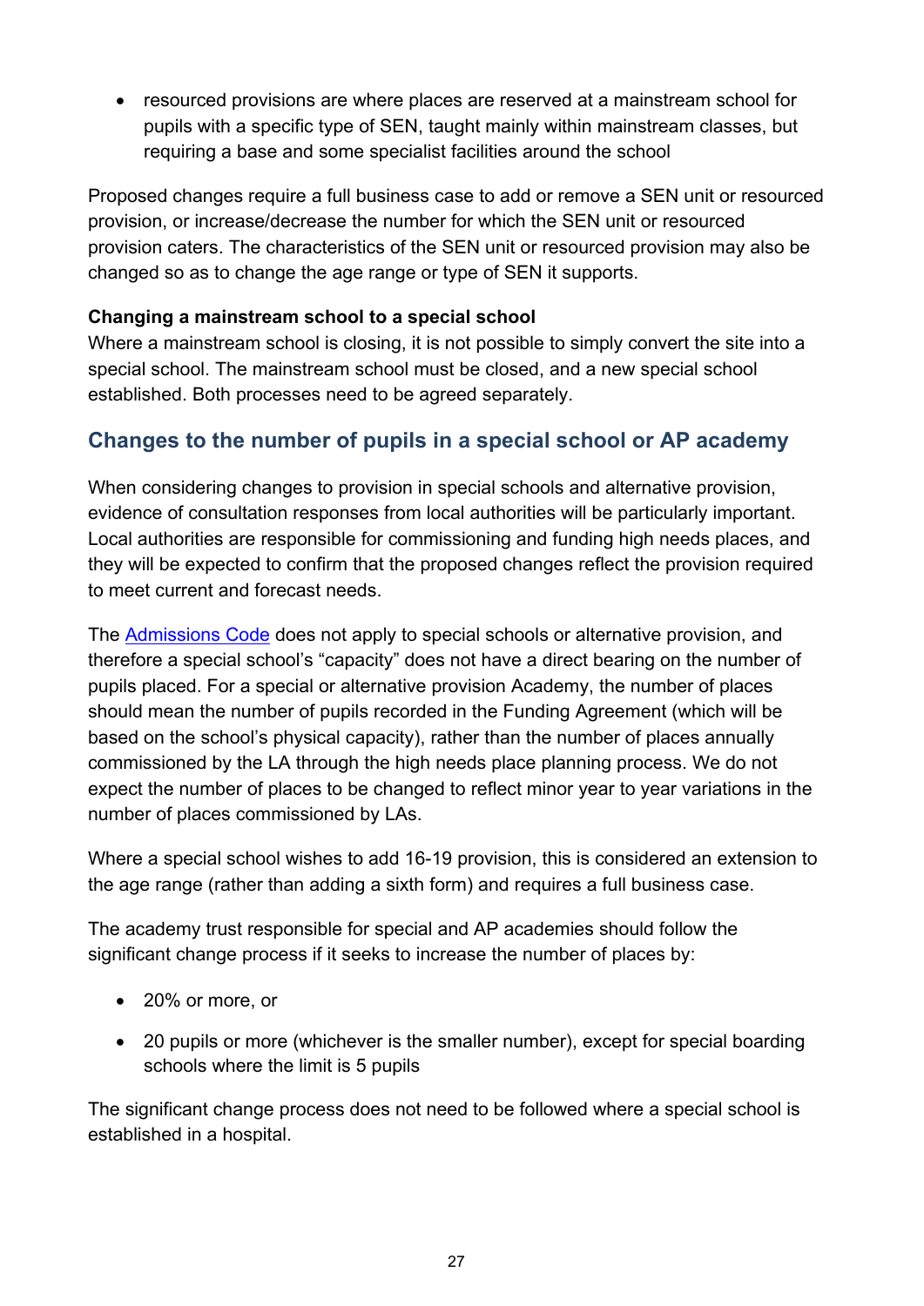- resourced provisions are where places are reserved at a mainstream school for pupils with a specific type of SEN, taught mainly within mainstream classes, but requiring a base and some specialist facilities around the school

Proposed changes require a full business case to add or remove a SEN unit or resourced provision, or increase/decrease the number for which the SEN unit or resourced provision caters. The characteristics of the SEN unit or resourced provision may also be changed so as to change the age range or type of SEN it supports.

**Changing a mainstream school to a special school**

Where a mainstream school is closing, it is not possible to simply convert the site into a special school. The mainstream school must be closed, and a new special school established. Both processes need to be agreed separately.

## Changes to the number of pupils in a special school or AP academy

When considering changes to provision in special schools and alternative provision, evidence of consultation responses from local authorities will be particularly important. Local authorities are responsible for commissioning and funding high needs places, and they will be expected to confirm that the proposed changes reflect the provision required to meet current and forecast needs.

The Admissions Code does not apply to special schools or alternative provision, and therefore a special school's "capacity" does not have a direct bearing on the number of pupils placed. For a special or alternative provision Academy, the number of places should mean the number of pupils recorded in the Funding Agreement (which will be based on the school's physical capacity), rather than the number of places annually commissioned by the LA through the high needs place planning process. We do not expect the number of places to be changed to reflect minor year to year variations in the number of places commissioned by LAs.

Where a special school wishes to add 16-19 provision, this is considered an extension to the age range (rather than adding a sixth form) and requires a full business case.

The academy trust responsible for special and AP academies should follow the significant change process if it seeks to increase the number of places by:

- 20% or more, or
- 20 pupils or more (whichever is the smaller number), except for special boarding schools where the limit is 5 pupils

The significant change process does not need to be followed where a special school is established in a hospital.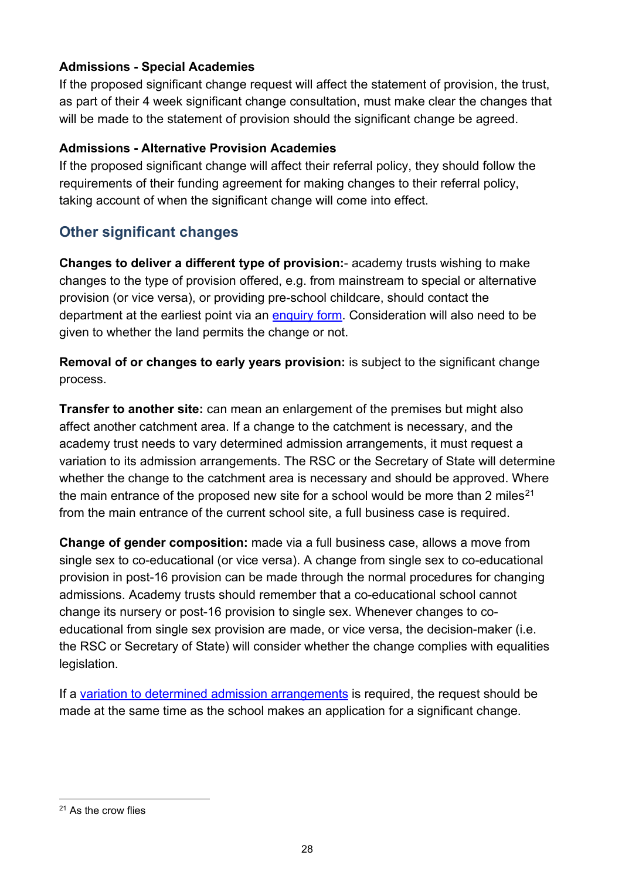**Admissions - Special Academies**

If the proposed significant change request will affect the statement of provision, the trust, as part of their 4 week significant change consultation, must make clear the changes that will be made to the statement of provision should the significant change be agreed.

**Admissions - Alternative Provision Academies**

If the proposed significant change will affect their referral policy, they should follow the requirements of their funding agreement for making changes to their referral policy, taking account of when the significant change will come into effect.

## Other significant changes

**Changes to deliver a different type of provision:**- academy trusts wishing to make changes to the type of provision offered, e.g. from mainstream to special or alternative provision (or vice versa), or providing pre-school childcare, should contact the department at the earliest point via an enquiry form. Consideration will also need to be given to whether the land permits the change or not.

**Removal of or changes to early years provision:** is subject to the significant change process.

**Transfer to another site:** can mean an enlargement of the premises but might also affect another catchment area. If a change to the catchment is necessary, and the academy trust needs to vary determined admission arrangements, it must request a variation to its admission arrangements. The RSC or the Secretary of State will determine whether the change to the catchment area is necessary and should be approved. Where the main entrance of the proposed new site for a school would be more than 2 miles[21] from the main entrance of the current school site, a full business case is required.

**Change of gender composition:** made via a full business case, allows a move from single sex to co-educational (or vice versa). A change from single sex to co-educational provision in post-16 provision can be made through the normal procedures for changing admissions. Academy trusts should remember that a co-educational school cannot change its nursery or post-16 provision to single sex. Whenever changes to co-educational from single sex provision are made, or vice versa, the decision-maker (i.e. the RSC or Secretary of State) will consider whether the change complies with equalities legislation.

If a variation to determined admission arrangements is required, the request should be made at the same time as the school makes an application for a significant change.

[21] As the crow flies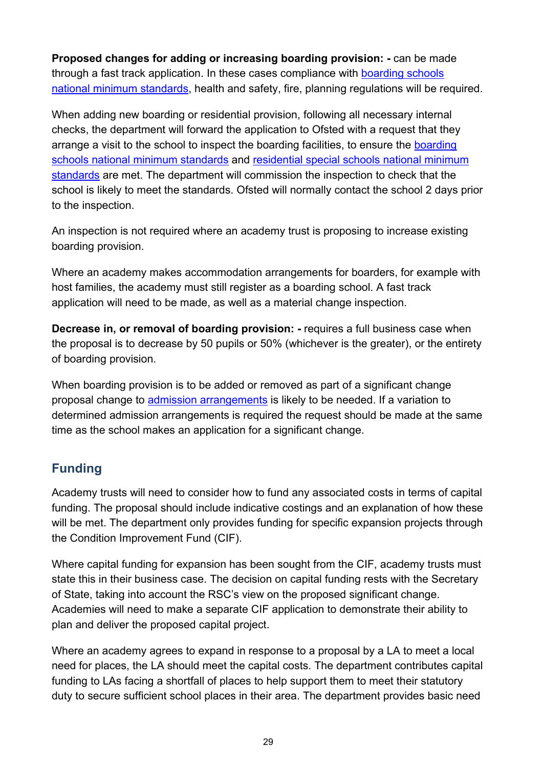**Proposed changes for adding or increasing boarding provision: -** can be made through a fast track application. In these cases compliance with boarding schools national minimum standards, health and safety, fire, planning regulations will be required.

When adding new boarding or residential provision, following all necessary internal checks, the department will forward the application to Ofsted with a request that they arrange a visit to the school to inspect the boarding facilities, to ensure the boarding schools national minimum standards and residential special schools national minimum standards are met. The department will commission the inspection to check that the school is likely to meet the standards. Ofsted will normally contact the school 2 days prior to the inspection.

An inspection is not required where an academy trust is proposing to increase existing boarding provision.

Where an academy makes accommodation arrangements for boarders, for example with host families, the academy must still register as a boarding school. A fast track application will need to be made, as well as a material change inspection.

**Decrease in, or removal of boarding provision: -** requires a full business case when the proposal is to decrease by 50 pupils or 50% (whichever is the greater), or the entirety of boarding provision.

When boarding provision is to be added or removed as part of a significant change proposal change to admission arrangements is likely to be needed. If a variation to determined admission arrangements is required the request should be made at the same time as the school makes an application for a significant change.

## Funding

Academy trusts will need to consider how to fund any associated costs in terms of capital funding. The proposal should include indicative costings and an explanation of how these will be met. The department only provides funding for specific expansion projects through the Condition Improvement Fund (CIF).

Where capital funding for expansion has been sought from the CIF, academy trusts must state this in their business case. The decision on capital funding rests with the Secretary of State, taking into account the RSC's view on the proposed significant change. Academies will need to make a separate CIF application to demonstrate their ability to plan and deliver the proposed capital project.

Where an academy agrees to expand in response to a proposal by a LA to meet a local need for places, the LA should meet the capital costs. The department contributes capital funding to LAs facing a shortfall of places to help support them to meet their statutory duty to secure sufficient school places in their area. The department provides basic need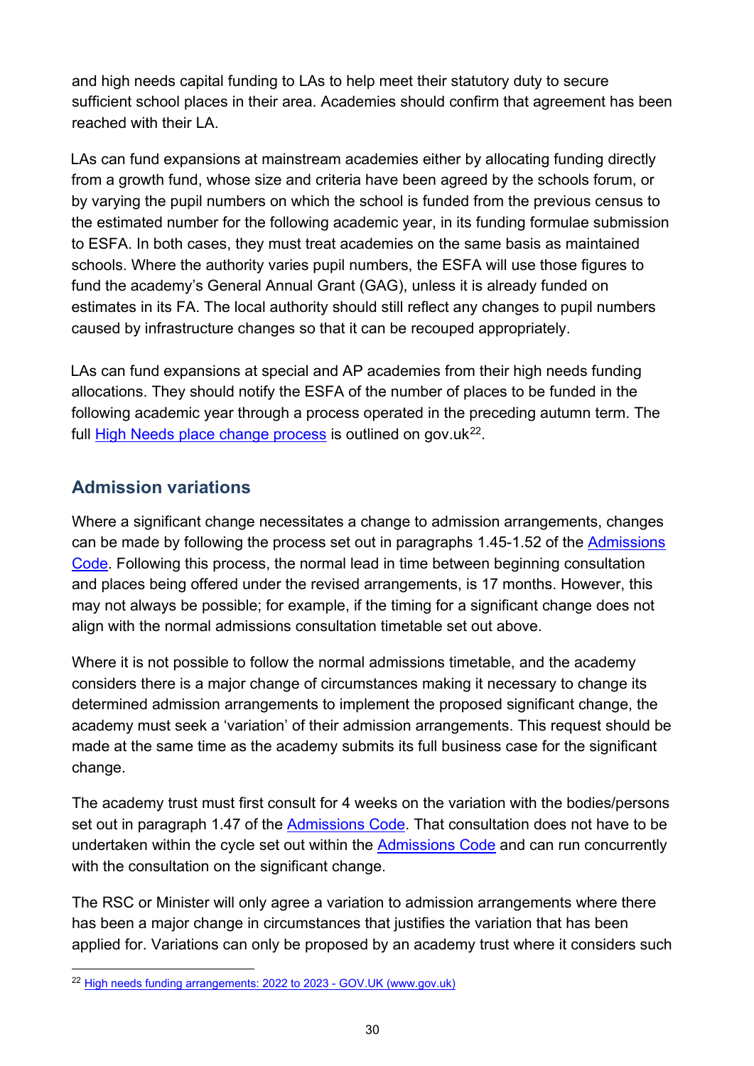and high needs capital funding to LAs to help meet their statutory duty to secure sufficient school places in their area. Academies should confirm that agreement has been reached with their LA.

LAs can fund expansions at mainstream academies either by allocating funding directly from a growth fund, whose size and criteria have been agreed by the schools forum, or by varying the pupil numbers on which the school is funded from the previous census to the estimated number for the following academic year, in its funding formulae submission to ESFA. In both cases, they must treat academies on the same basis as maintained schools. Where the authority varies pupil numbers, the ESFA will use those figures to fund the academy's General Annual Grant (GAG), unless it is already funded on estimates in its FA. The local authority should still reflect any changes to pupil numbers caused by infrastructure changes so that it can be recouped appropriately.

LAs can fund expansions at special and AP academies from their high needs funding allocations. They should notify the ESFA of the number of places to be funded in the following academic year through a process operated in the preceding autumn term. The full High Needs place change process is outlined on gov.uk[22].

## Admission variations

Where a significant change necessitates a change to admission arrangements, changes can be made by following the process set out in paragraphs 1.45-1.52 of the Admissions Code. Following this process, the normal lead in time between beginning consultation and places being offered under the revised arrangements, is 17 months. However, this may not always be possible; for example, if the timing for a significant change does not align with the normal admissions consultation timetable set out above.

Where it is not possible to follow the normal admissions timetable, and the academy considers there is a major change of circumstances making it necessary to change its determined admission arrangements to implement the proposed significant change, the academy must seek a 'variation' of their admission arrangements. This request should be made at the same time as the academy submits its full business case for the significant change.

The academy trust must first consult for 4 weeks on the variation with the bodies/persons set out in paragraph 1.47 of the Admissions Code. That consultation does not have to be undertaken within the cycle set out within the Admissions Code and can run concurrently with the consultation on the significant change.

The RSC or Minister will only agree a variation to admission arrangements where there has been a major change in circumstances that justifies the variation that has been applied for. Variations can only be proposed by an academy trust where it considers such

[22] High needs funding arrangements: 2022 to 2023 - GOV.UK (www.gov.uk)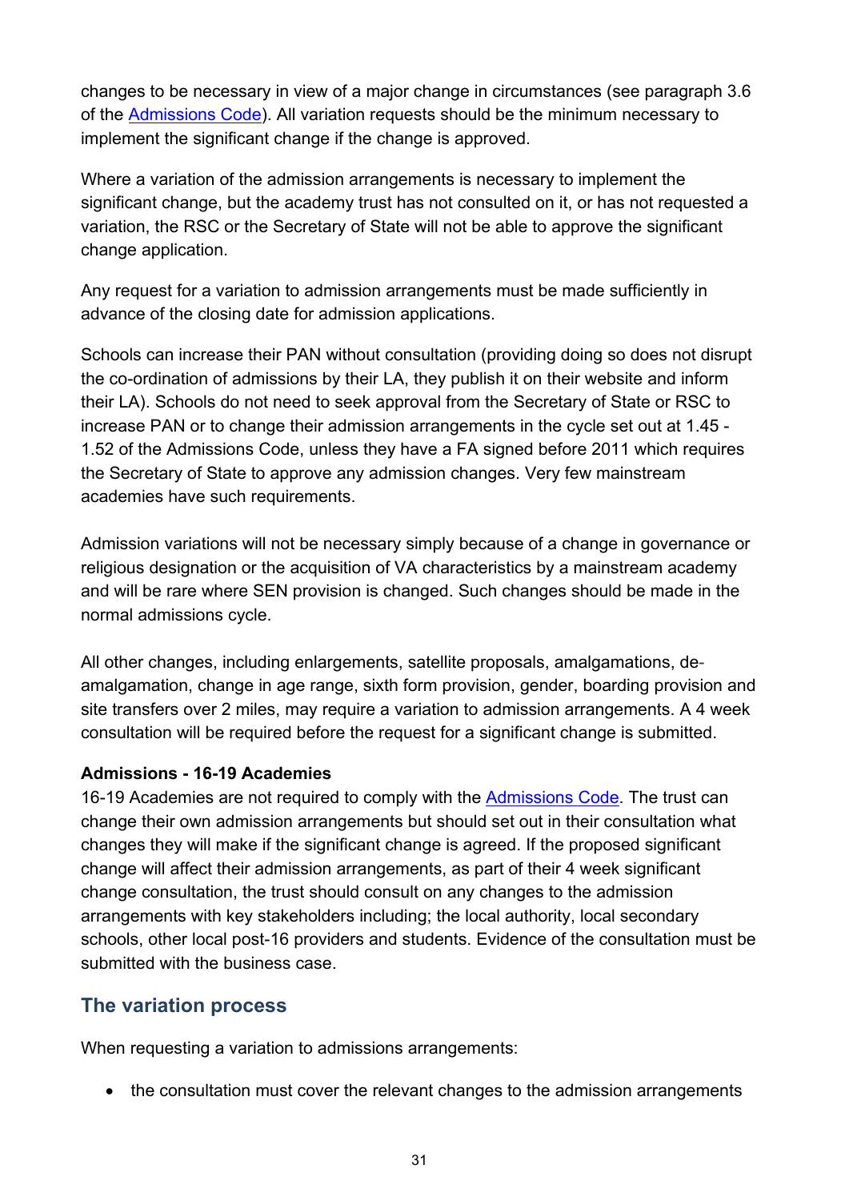changes to be necessary in view of a major change in circumstances (see paragraph 3.6 of the Admissions Code). All variation requests should be the minimum necessary to implement the significant change if the change is approved.

Where a variation of the admission arrangements is necessary to implement the significant change, but the academy trust has not consulted on it, or has not requested a variation, the RSC or the Secretary of State will not be able to approve the significant change application.

Any request for a variation to admission arrangements must be made sufficiently in advance of the closing date for admission applications.

Schools can increase their PAN without consultation (providing doing so does not disrupt the co-ordination of admissions by their LA, they publish it on their website and inform their LA). Schools do not need to seek approval from the Secretary of State or RSC to increase PAN or to change their admission arrangements in the cycle set out at 1.45 - 1.52 of the Admissions Code, unless they have a FA signed before 2011 which requires the Secretary of State to approve any admission changes. Very few mainstream academies have such requirements.

Admission variations will not be necessary simply because of a change in governance or religious designation or the acquisition of VA characteristics by a mainstream academy and will be rare where SEN provision is changed. Such changes should be made in the normal admissions cycle.

All other changes, including enlargements, satellite proposals, amalgamations, de-amalgamation, change in age range, sixth form provision, gender, boarding provision and site transfers over 2 miles, may require a variation to admission arrangements. A 4 week consultation will be required before the request for a significant change is submitted.

**Admissions - 16-19 Academies**

16-19 Academies are not required to comply with the Admissions Code. The trust can change their own admission arrangements but should set out in their consultation what changes they will make if the significant change is agreed. If the proposed significant change will affect their admission arrangements, as part of their 4 week significant change consultation, the trust should consult on any changes to the admission arrangements with key stakeholders including; the local authority, local secondary schools, other local post-16 providers and students. Evidence of the consultation must be submitted with the business case.

## The variation process

When requesting a variation to admissions arrangements:

- the consultation must cover the relevant changes to the admission arrangements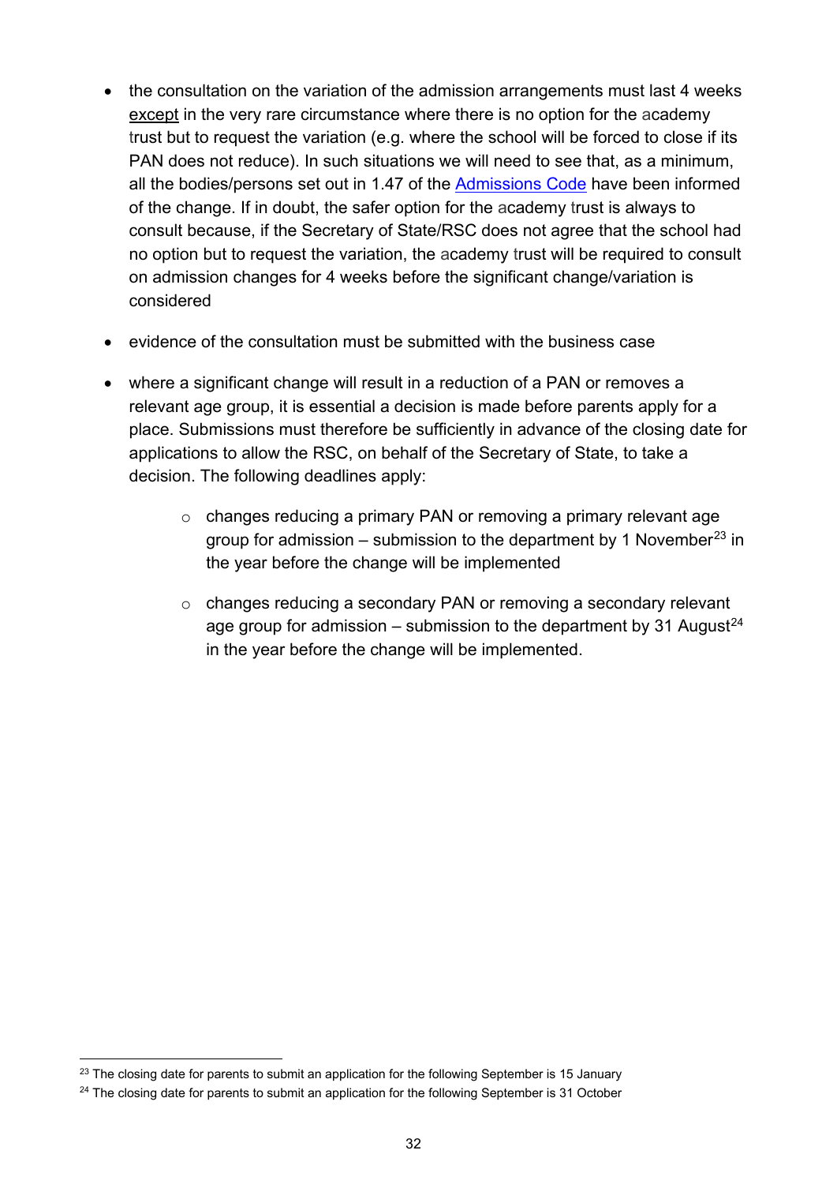- the consultation on the variation of the admission arrangements must last 4 weeks except in the very rare circumstance where there is no option for the academy trust but to request the variation (e.g. where the school will be forced to close if its PAN does not reduce). In such situations we will need to see that, as a minimum, all the bodies/persons set out in 1.47 of the Admissions Code have been informed of the change. If in doubt, the safer option for the academy trust is always to consult because, if the Secretary of State/RSC does not agree that the school had no option but to request the variation, the academy trust will be required to consult on admission changes for 4 weeks before the significant change/variation is considered

- evidence of the consultation must be submitted with the business case

- where a significant change will result in a reduction of a PAN or removes a relevant age group, it is essential a decision is made before parents apply for a place. Submissions must therefore be sufficiently in advance of the closing date for applications to allow the RSC, on behalf of the Secretary of State, to take a decision. The following deadlines apply:

    - changes reducing a primary PAN or removing a primary relevant age group for admission – submission to the department by 1 November[23] in the year before the change will be implemented

    - changes reducing a secondary PAN or removing a secondary relevant age group for admission – submission to the department by 31 August[24] in the year before the change will be implemented.

---

[23] The closing date for parents to submit an application for the following September is 15 January

[24] The closing date for parents to submit an application for the following September is 31 October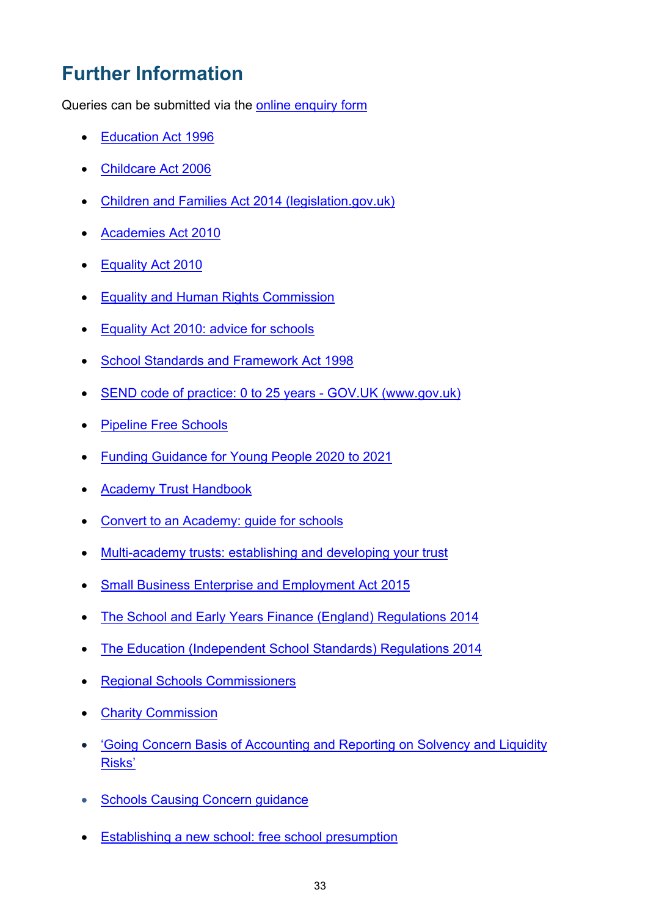# Further Information

Queries can be submitted via the online enquiry form

- Education Act 1996
- Childcare Act 2006
- Children and Families Act 2014 (legislation.gov.uk)
- Academies Act 2010
- Equality Act 2010
- Equality and Human Rights Commission
- Equality Act 2010: advice for schools
- School Standards and Framework Act 1998
- SEND code of practice: 0 to 25 years - GOV.UK (www.gov.uk)
- Pipeline Free Schools
- Funding Guidance for Young People 2020 to 2021
- Academy Trust Handbook
- Convert to an Academy: guide for schools
- Multi-academy trusts: establishing and developing your trust
- Small Business Enterprise and Employment Act 2015
- The School and Early Years Finance (England) Regulations 2014
- The Education (Independent School Standards) Regulations 2014
- Regional Schools Commissioners
- Charity Commission
- 'Going Concern Basis of Accounting and Reporting on Solvency and Liquidity Risks'
- Schools Causing Concern guidance
- Establishing a new school: free school presumption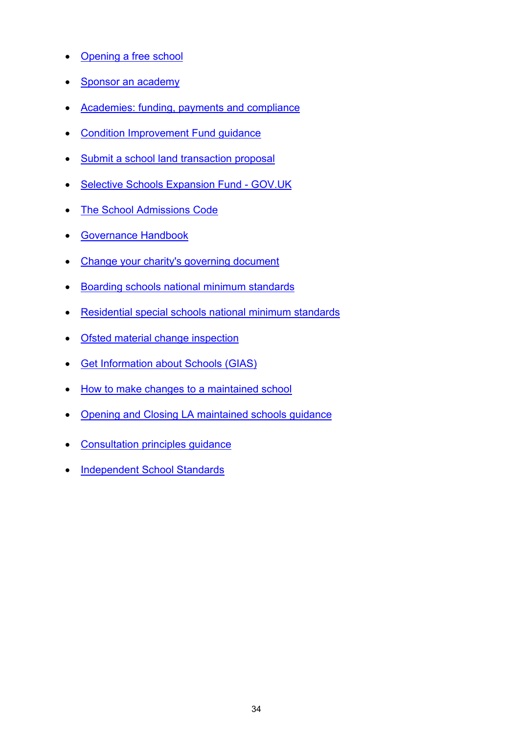- Opening a free school
- Sponsor an academy
- Academies: funding, payments and compliance
- Condition Improvement Fund guidance
- Submit a school land transaction proposal
- Selective Schools Expansion Fund - GOV.UK
- The School Admissions Code
- Governance Handbook
- Change your charity's governing document
- Boarding schools national minimum standards
- Residential special schools national minimum standards
- Ofsted material change inspection
- Get Information about Schools (GIAS)
- How to make changes to a maintained school
- Opening and Closing LA maintained schools guidance
- Consultation principles guidance
- Independent School Standards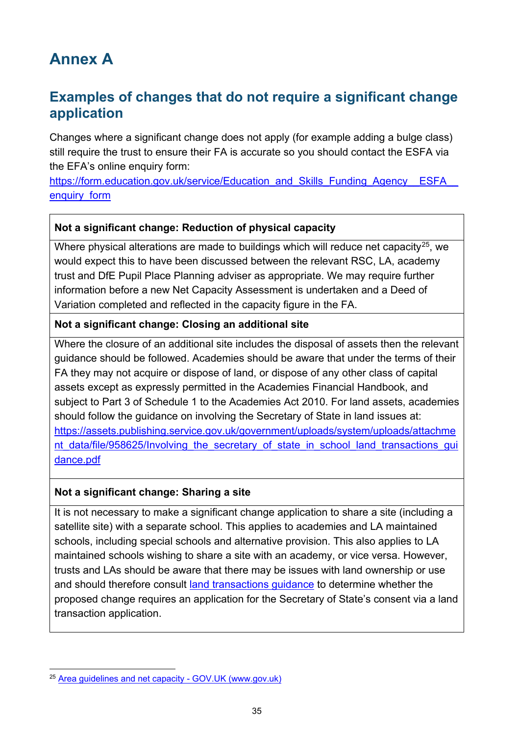# Annex A

## Examples of changes that do not require a significant change application

Changes where a significant change does not apply (for example adding a bulge class) still require the trust to ensure their FA is accurate so you should contact the ESFA via the EFA's online enquiry form: [https://form.education.gov.uk/service/Education_and_Skills_Funding_Agency__ESFA__enquiry_form](https://form.education.gov.uk/service/Education_and_Skills_Funding_Agency__ESFA__enquiry_form)

| **Not a significant change: Reduction of physical capacity** |
|---|
| Where physical alterations are made to buildings which will reduce net capacity[25], we would expect this to have been discussed between the relevant RSC, LA, academy trust and DfE Pupil Place Planning adviser as appropriate. We may require further information before a new Net Capacity Assessment is undertaken and a Deed of Variation completed and reflected in the capacity figure in the FA. |
| **Not a significant change: Closing an additional site** |
| Where the closure of an additional site includes the disposal of assets then the relevant guidance should be followed. Academies should be aware that under the terms of their FA they may not acquire or dispose of land, or dispose of any other class of capital assets except as expressly permitted in the Academies Financial Handbook, and subject to Part 3 of Schedule 1 to the Academies Act 2010. For land assets, academies should follow the guidance on involving the Secretary of State in land issues at: [https://assets.publishing.service.gov.uk/government/uploads/system/uploads/attachment_data/file/958625/Involving_the_secretary_of_state_in_school_land_transactions_guidance.pdf](https://assets.publishing.service.gov.uk/government/uploads/system/uploads/attachment_data/file/958625/Involving_the_secretary_of_state_in_school_land_transactions_guidance.pdf) |
| **Not a significant change: Sharing a site** |
| It is not necessary to make a significant change application to share a site (including a satellite site) with a separate school. This applies to academies and LA maintained schools, including special schools and alternative provision. This also applies to LA maintained schools wishing to share a site with an academy, or vice versa. However, trusts and LAs should be aware that there may be issues with land ownership or use and should therefore consult [land transactions guidance]() to determine whether the proposed change requires an application for the Secretary of State's consent via a land transaction application. |

[25] [Area guidelines and net capacity - GOV.UK (www.gov.uk)]()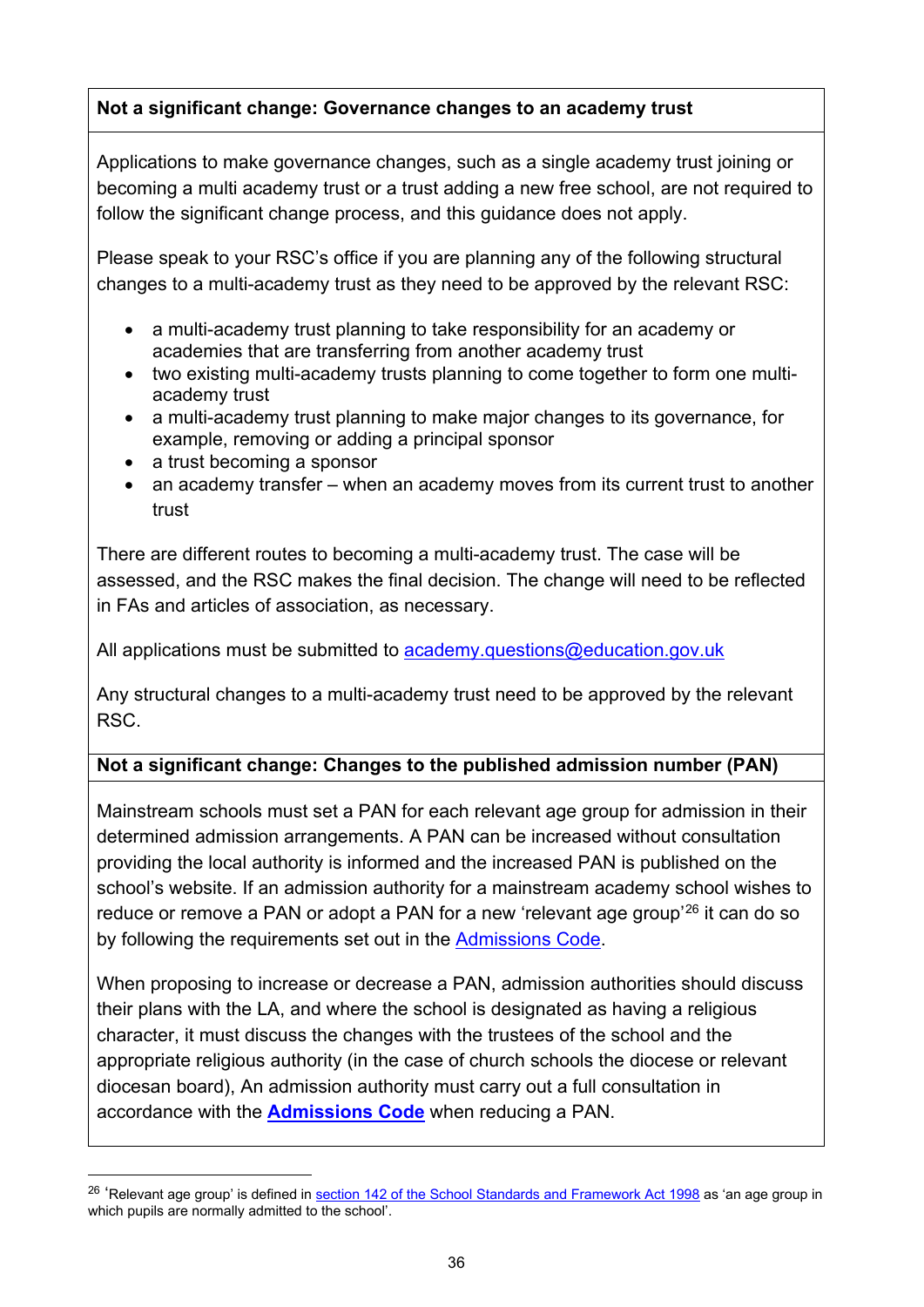**Not a significant change: Governance changes to an academy trust**

Applications to make governance changes, such as a single academy trust joining or becoming a multi academy trust or a trust adding a new free school, are not required to follow the significant change process, and this guidance does not apply.

Please speak to your RSC's office if you are planning any of the following structural changes to a multi-academy trust as they need to be approved by the relevant RSC:

- a multi-academy trust planning to take responsibility for an academy or academies that are transferring from another academy trust
- two existing multi-academy trusts planning to come together to form one multi-academy trust
- a multi-academy trust planning to make major changes to its governance, for example, removing or adding a principal sponsor
- a trust becoming a sponsor
- an academy transfer – when an academy moves from its current trust to another trust

There are different routes to becoming a multi-academy trust. The case will be assessed, and the RSC makes the final decision. The change will need to be reflected in FAs and articles of association, as necessary.

All applications must be submitted to academy.questions@education.gov.uk

Any structural changes to a multi-academy trust need to be approved by the relevant RSC.

**Not a significant change: Changes to the published admission number (PAN)**

Mainstream schools must set a PAN for each relevant age group for admission in their determined admission arrangements. A PAN can be increased without consultation providing the local authority is informed and the increased PAN is published on the school's website. If an admission authority for a mainstream academy school wishes to reduce or remove a PAN or adopt a PAN for a new 'relevant age group'[26] it can do so by following the requirements set out in the Admissions Code.

When proposing to increase or decrease a PAN, admission authorities should discuss their plans with the LA, and where the school is designated as having a religious character, it must discuss the changes with the trustees of the school and the appropriate religious authority (in the case of church schools the diocese or relevant diocesan board), An admission authority must carry out a full consultation in accordance with the **Admissions Code** when reducing a PAN.

---

[26] 'Relevant age group' is defined in section 142 of the School Standards and Framework Act 1998 as 'an age group in which pupils are normally admitted to the school'.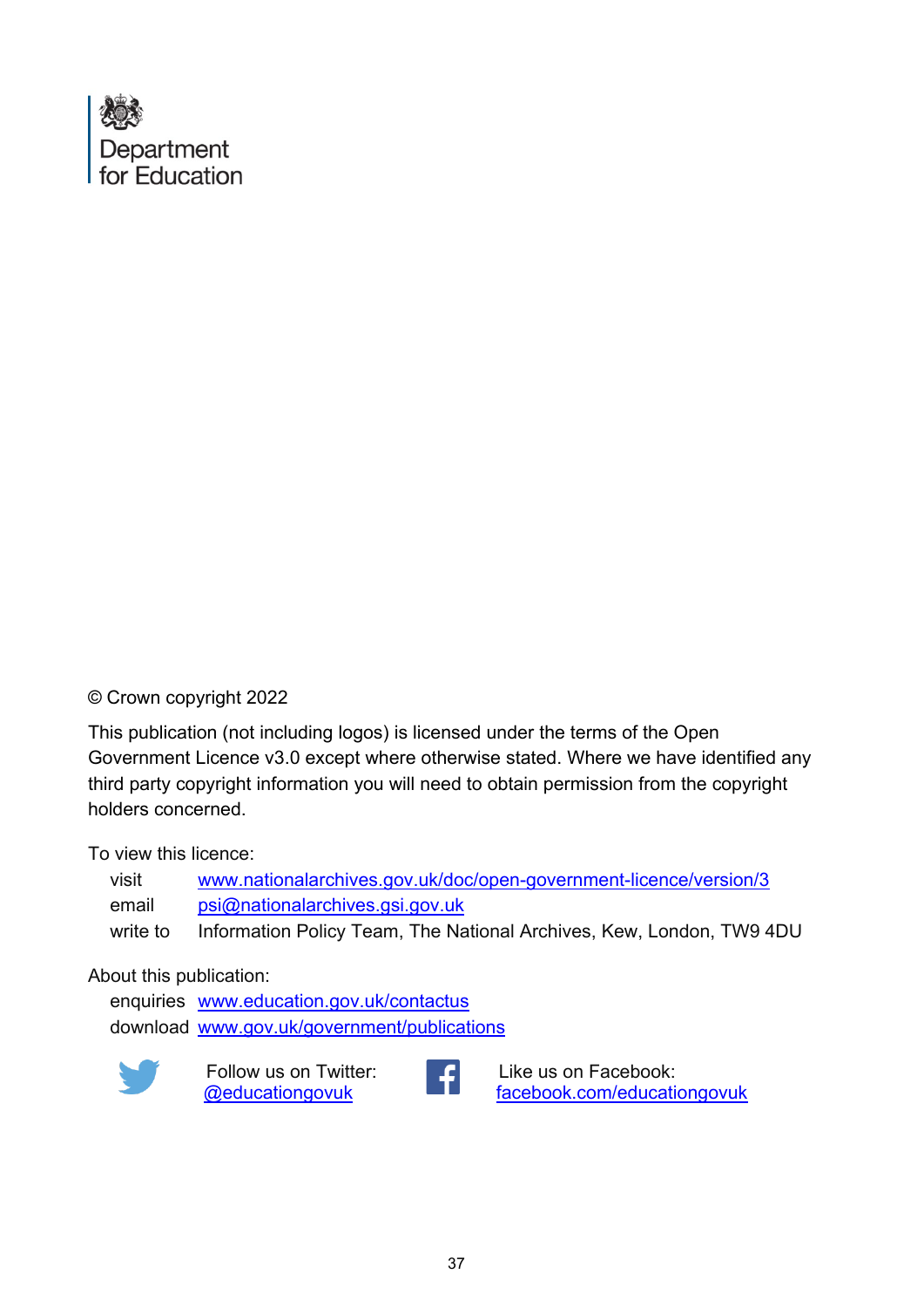Department for Education

© Crown copyright 2022

This publication (not including logos) is licensed under the terms of the Open Government Licence v3.0 except where otherwise stated. Where we have identified any third party copyright information you will need to obtain permission from the copyright holders concerned.

To view this licence:

visit www.nationalarchives.gov.uk/doc/open-government-licence/version/3
email psi@nationalarchives.gsi.gov.uk
write to Information Policy Team, The National Archives, Kew, London, TW9 4DU

About this publication:

enquiries www.education.gov.uk/contactus
download www.gov.uk/government/publications

Follow us on Twitter: @educationgovuk

Like us on Facebook: facebook.com/educationgovuk